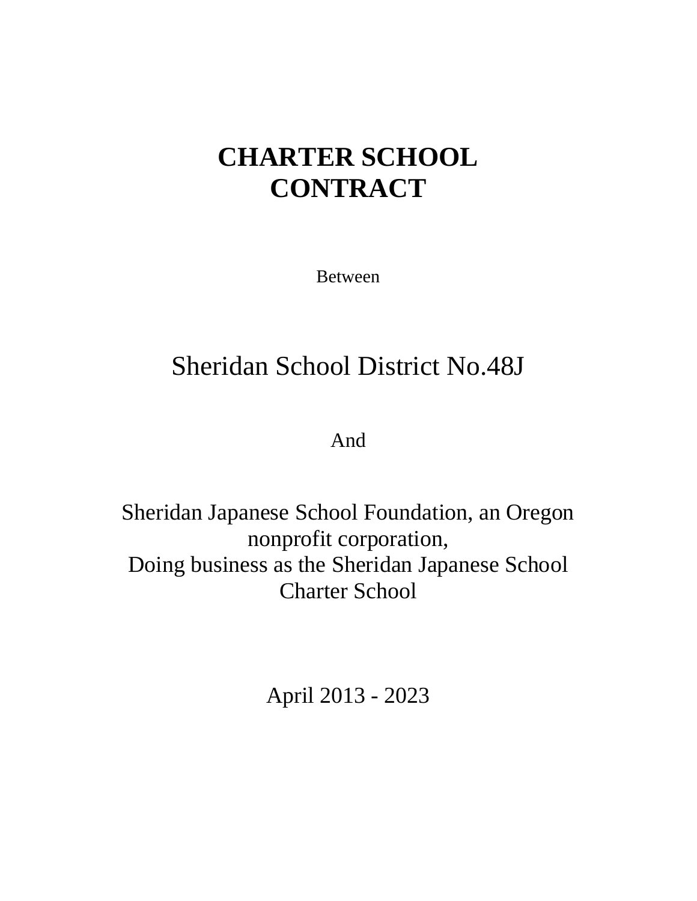# CHARTER SCHOOL CONTRACT

Between

Sheridan School District No.48J

And

Sheridan Japanese School Foundation, an Oregon nonprofit corporation,
Doing business as the Sheridan Japanese School Charter School

April 2013 - 2023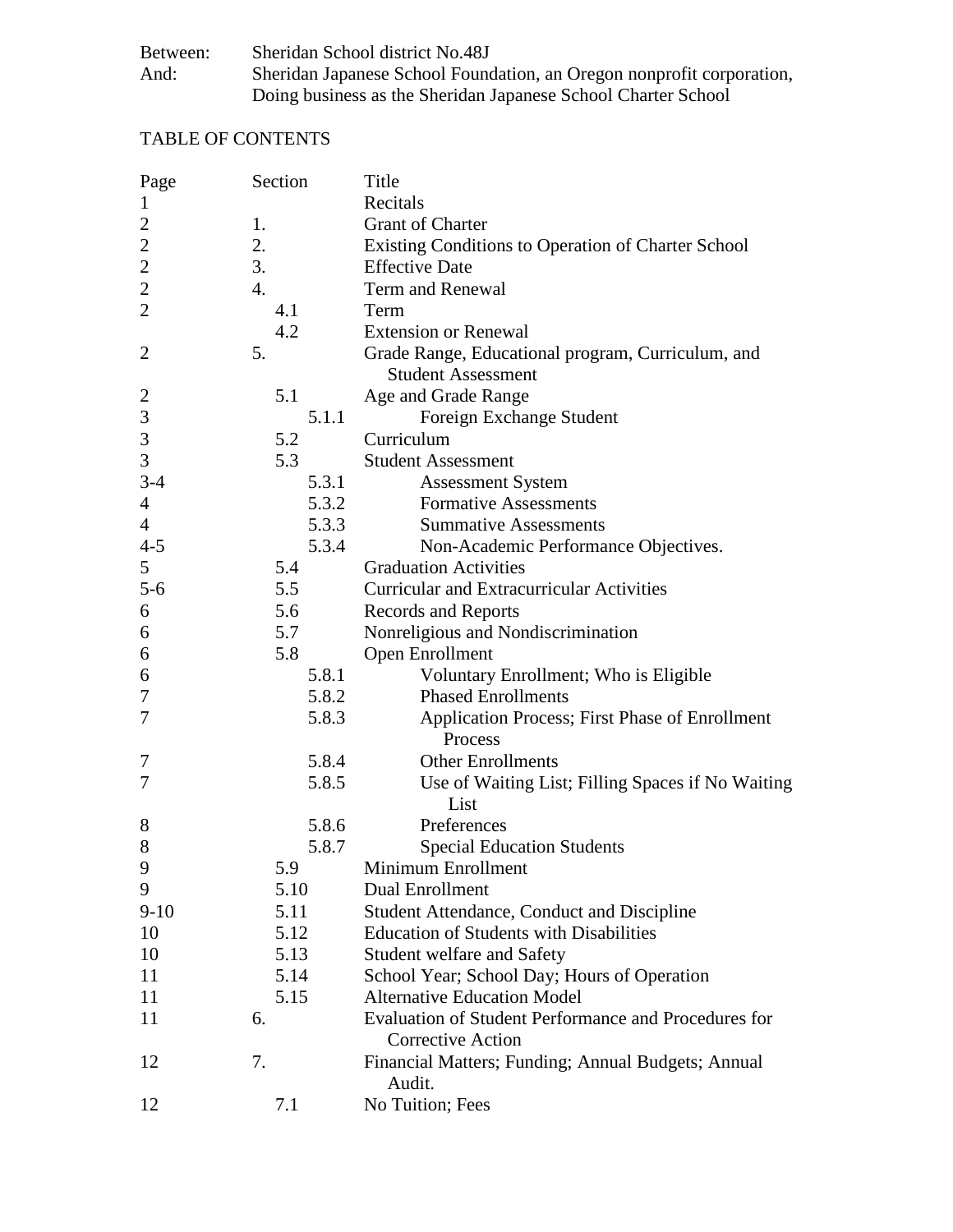| | |
|---|---|
| Between: | Sheridan School district No.48J |
| And: | Sheridan Japanese School Foundation, an Oregon nonprofit corporation, Doing business as the Sheridan Japanese School Charter School |

## TABLE OF CONTENTS

| Page | Section | Title |
|---|---|---|
| 1 | | Recitals |
| 2 | 1. | Grant of Charter |
| 2 | 2. | Existing Conditions to Operation of Charter School |
| 2 | 3. | Effective Date |
| 2 | 4. | Term and Renewal |
| 2 | 4.1 | Term |
| | 4.2 | Extension or Renewal |
| 2 | 5. | Grade Range, Educational program, Curriculum, and Student Assessment |
| 2 | 5.1 | Age and Grade Range |
| 3 | 5.1.1 | Foreign Exchange Student |
| 3 | 5.2 | Curriculum |
| 3 | 5.3 | Student Assessment |
| 3-4 | 5.3.1 | Assessment System |
| 4 | 5.3.2 | Formative Assessments |
| 4 | 5.3.3 | Summative Assessments |
| 4-5 | 5.3.4 | Non-Academic Performance Objectives. |
| 5 | 5.4 | Graduation Activities |
| 5-6 | 5.5 | Curricular and Extracurricular Activities |
| 6 | 5.6 | Records and Reports |
| 6 | 5.7 | Nonreligious and Nondiscrimination |
| 6 | 5.8 | Open Enrollment |
| 6 | 5.8.1 | Voluntary Enrollment; Who is Eligible |
| 7 | 5.8.2 | Phased Enrollments |
| 7 | 5.8.3 | Application Process; First Phase of Enrollment Process |
| 7 | 5.8.4 | Other Enrollments |
| 7 | 5.8.5 | Use of Waiting List; Filling Spaces if No Waiting List |
| 8 | 5.8.6 | Preferences |
| 8 | 5.8.7 | Special Education Students |
| 9 | 5.9 | Minimum Enrollment |
| 9 | 5.10 | Dual Enrollment |
| 9-10 | 5.11 | Student Attendance, Conduct and Discipline |
| 10 | 5.12 | Education of Students with Disabilities |
| 10 | 5.13 | Student welfare and Safety |
| 11 | 5.14 | School Year; School Day; Hours of Operation |
| 11 | 5.15 | Alternative Education Model |
| 11 | 6. | Evaluation of Student Performance and Procedures for Corrective Action |
| 12 | 7. | Financial Matters; Funding; Annual Budgets; Annual Audit. |
| 12 | 7.1 | No Tuition; Fees |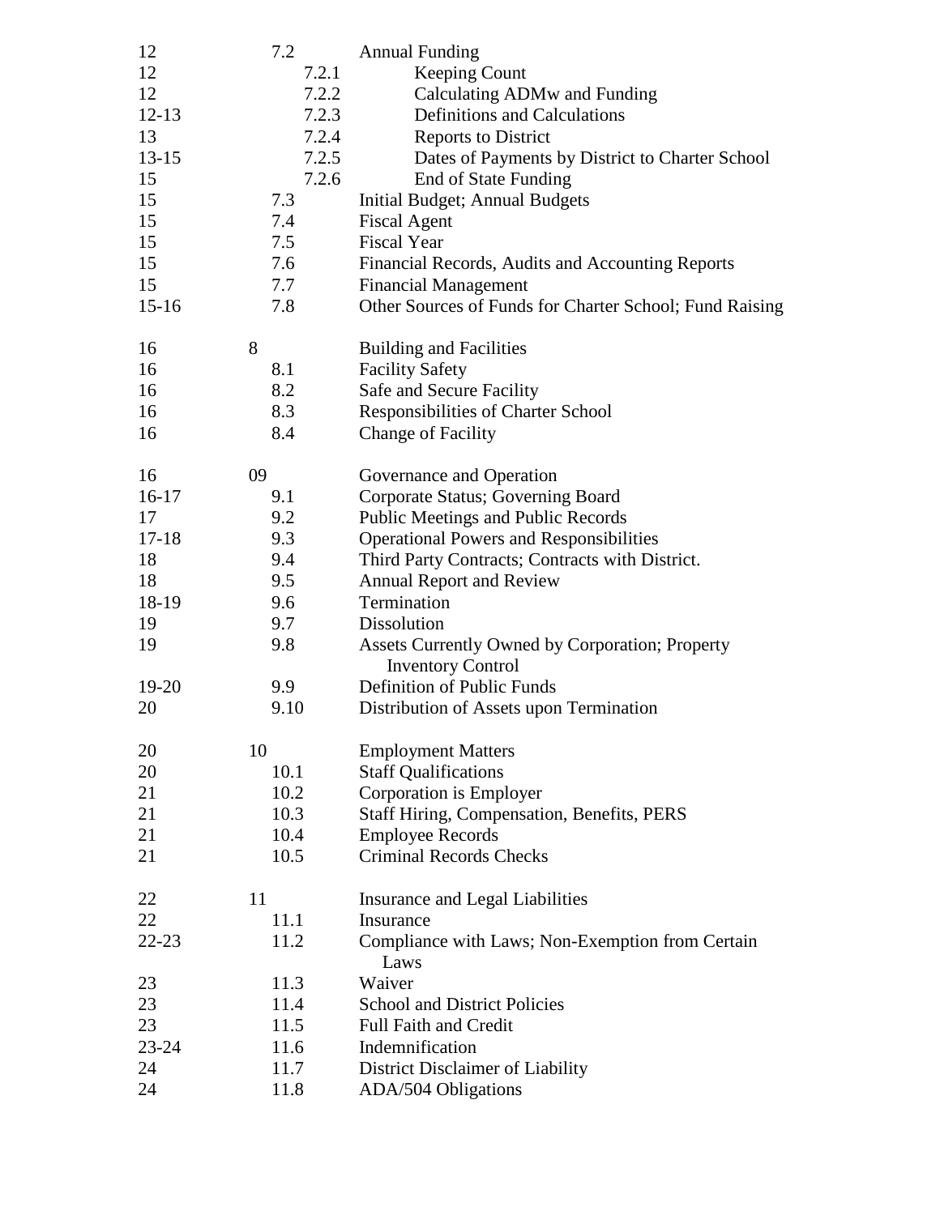| | | |
|---|---|---|
| 12 | 7.2 | Annual Funding |
| 12 | 7.2.1 | Keeping Count |
| 12 | 7.2.2 | Calculating ADMw and Funding |
| 12-13 | 7.2.3 | Definitions and Calculations |
| 13 | 7.2.4 | Reports to District |
| 13-15 | 7.2.5 | Dates of Payments by District to Charter School |
| 15 | 7.2.6 | End of State Funding |
| 15 | 7.3 | Initial Budget; Annual Budgets |
| 15 | 7.4 | Fiscal Agent |
| 15 | 7.5 | Fiscal Year |
| 15 | 7.6 | Financial Records, Audits and Accounting Reports |
| 15 | 7.7 | Financial Management |
| 15-16 | 7.8 | Other Sources of Funds for Charter School; Fund Raising |
| | | |
| 16 | 8 | Building and Facilities |
| 16 | 8.1 | Facility Safety |
| 16 | 8.2 | Safe and Secure Facility |
| 16 | 8.3 | Responsibilities of Charter School |
| 16 | 8.4 | Change of Facility |
| | | |
| 16 | 09 | Governance and Operation |
| 16-17 | 9.1 | Corporate Status; Governing Board |
| 17 | 9.2 | Public Meetings and Public Records |
| 17-18 | 9.3 | Operational Powers and Responsibilities |
| 18 | 9.4 | Third Party Contracts; Contracts with District. |
| 18 | 9.5 | Annual Report and Review |
| 18-19 | 9.6 | Termination |
| 19 | 9.7 | Dissolution |
| 19 | 9.8 | Assets Currently Owned by Corporation; Property Inventory Control |
| 19-20 | 9.9 | Definition of Public Funds |
| 20 | 9.10 | Distribution of Assets upon Termination |
| | | |
| 20 | 10 | Employment Matters |
| 20 | 10.1 | Staff Qualifications |
| 21 | 10.2 | Corporation is Employer |
| 21 | 10.3 | Staff Hiring, Compensation, Benefits, PERS |
| 21 | 10.4 | Employee Records |
| 21 | 10.5 | Criminal Records Checks |
| | | |
| 22 | 11 | Insurance and Legal Liabilities |
| 22 | 11.1 | Insurance |
| 22-23 | 11.2 | Compliance with Laws; Non-Exemption from Certain Laws |
| 23 | 11.3 | Waiver |
| 23 | 11.4 | School and District Policies |
| 23 | 11.5 | Full Faith and Credit |
| 23-24 | 11.6 | Indemnification |
| 24 | 11.7 | District Disclaimer of Liability |
| 24 | 11.8 | ADA/504 Obligations |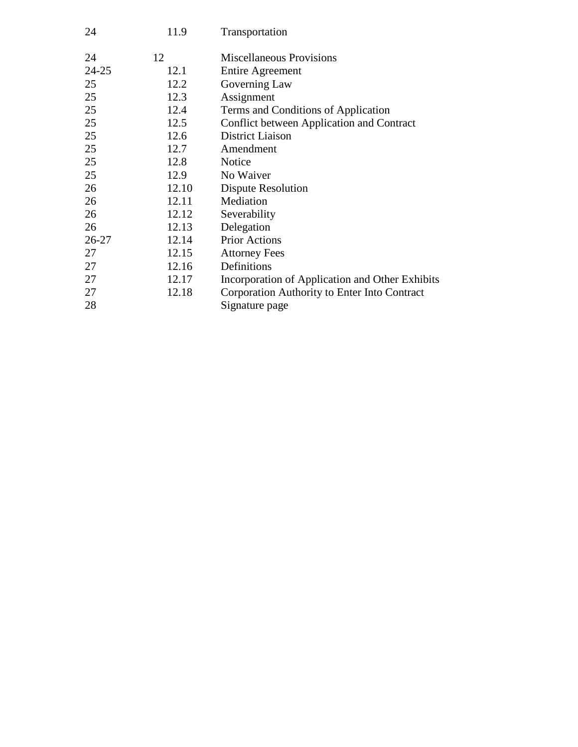| | | |
|---|---|---|
| 24 | 11.9 | Transportation |
| 24 | 12 | Miscellaneous Provisions |
| 24-25 | 12.1 | Entire Agreement |
| 25 | 12.2 | Governing Law |
| 25 | 12.3 | Assignment |
| 25 | 12.4 | Terms and Conditions of Application |
| 25 | 12.5 | Conflict between Application and Contract |
| 25 | 12.6 | District Liaison |
| 25 | 12.7 | Amendment |
| 25 | 12.8 | Notice |
| 25 | 12.9 | No Waiver |
| 26 | 12.10 | Dispute Resolution |
| 26 | 12.11 | Mediation |
| 26 | 12.12 | Severability |
| 26 | 12.13 | Delegation |
| 26-27 | 12.14 | Prior Actions |
| 27 | 12.15 | Attorney Fees |
| 27 | 12.16 | Definitions |
| 27 | 12.17 | Incorporation of Application and Other Exhibits |
| 27 | 12.18 | Corporation Authority to Enter Into Contract |
| 28 | | Signature page |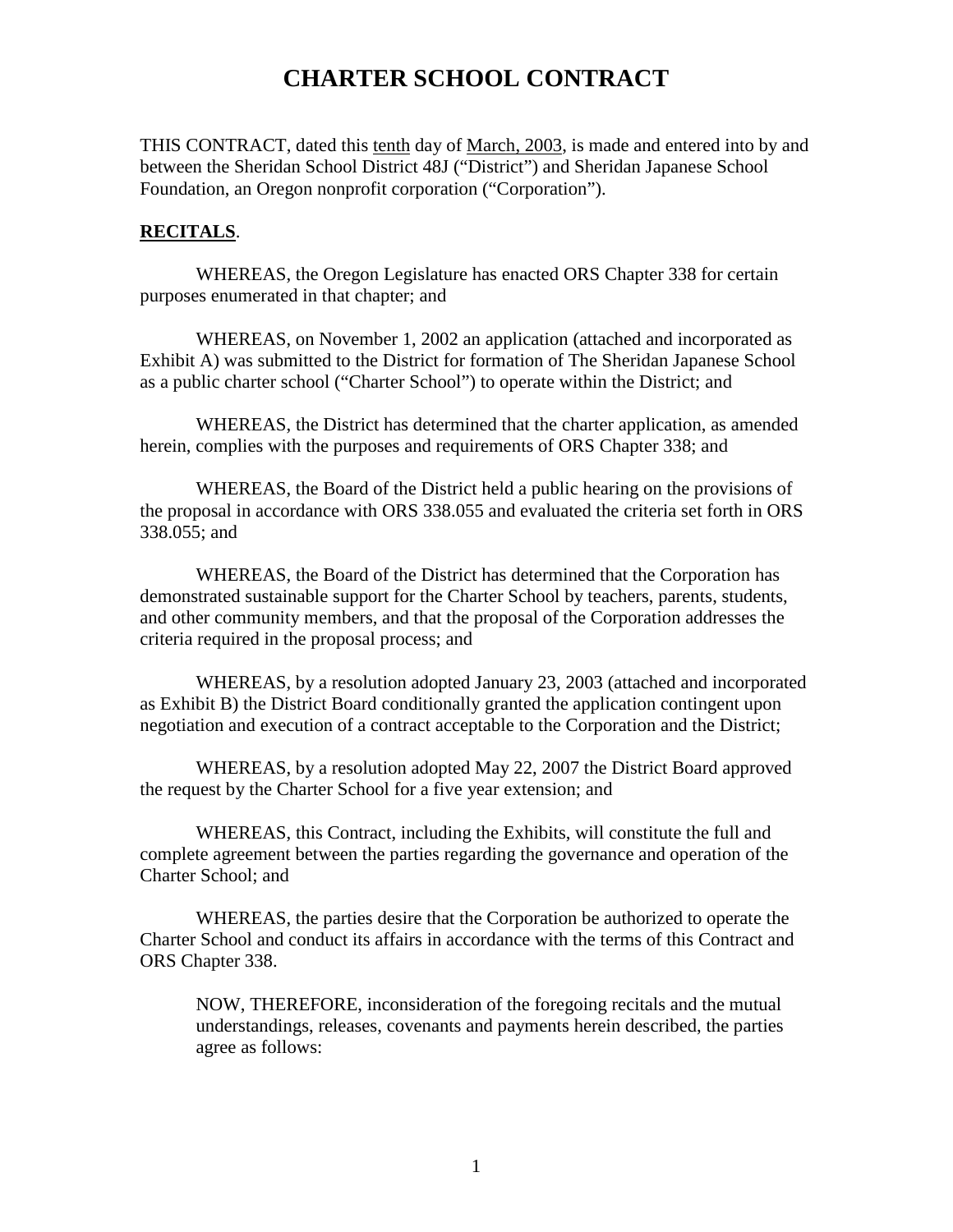# CHARTER SCHOOL CONTRACT

THIS CONTRACT, dated this tenth day of March, 2003, is made and entered into by and between the Sheridan School District 48J ("District") and Sheridan Japanese School Foundation, an Oregon nonprofit corporation ("Corporation").

**RECITALS**.

WHEREAS, the Oregon Legislature has enacted ORS Chapter 338 for certain purposes enumerated in that chapter; and

WHEREAS, on November 1, 2002 an application (attached and incorporated as Exhibit A) was submitted to the District for formation of The Sheridan Japanese School as a public charter school ("Charter School") to operate within the District; and

WHEREAS, the District has determined that the charter application, as amended herein, complies with the purposes and requirements of ORS Chapter 338; and

WHEREAS, the Board of the District held a public hearing on the provisions of the proposal in accordance with ORS 338.055 and evaluated the criteria set forth in ORS 338.055; and

WHEREAS, the Board of the District has determined that the Corporation has demonstrated sustainable support for the Charter School by teachers, parents, students, and other community members, and that the proposal of the Corporation addresses the criteria required in the proposal process; and

WHEREAS, by a resolution adopted January 23, 2003 (attached and incorporated as Exhibit B) the District Board conditionally granted the application contingent upon negotiation and execution of a contract acceptable to the Corporation and the District;

WHEREAS, by a resolution adopted May 22, 2007 the District Board approved the request by the Charter School for a five year extension; and

WHEREAS, this Contract, including the Exhibits, will constitute the full and complete agreement between the parties regarding the governance and operation of the Charter School; and

WHEREAS, the parties desire that the Corporation be authorized to operate the Charter School and conduct its affairs in accordance with the terms of this Contract and ORS Chapter 338.

NOW, THEREFORE, inconsideration of the foregoing recitals and the mutual understandings, releases, covenants and payments herein described, the parties agree as follows: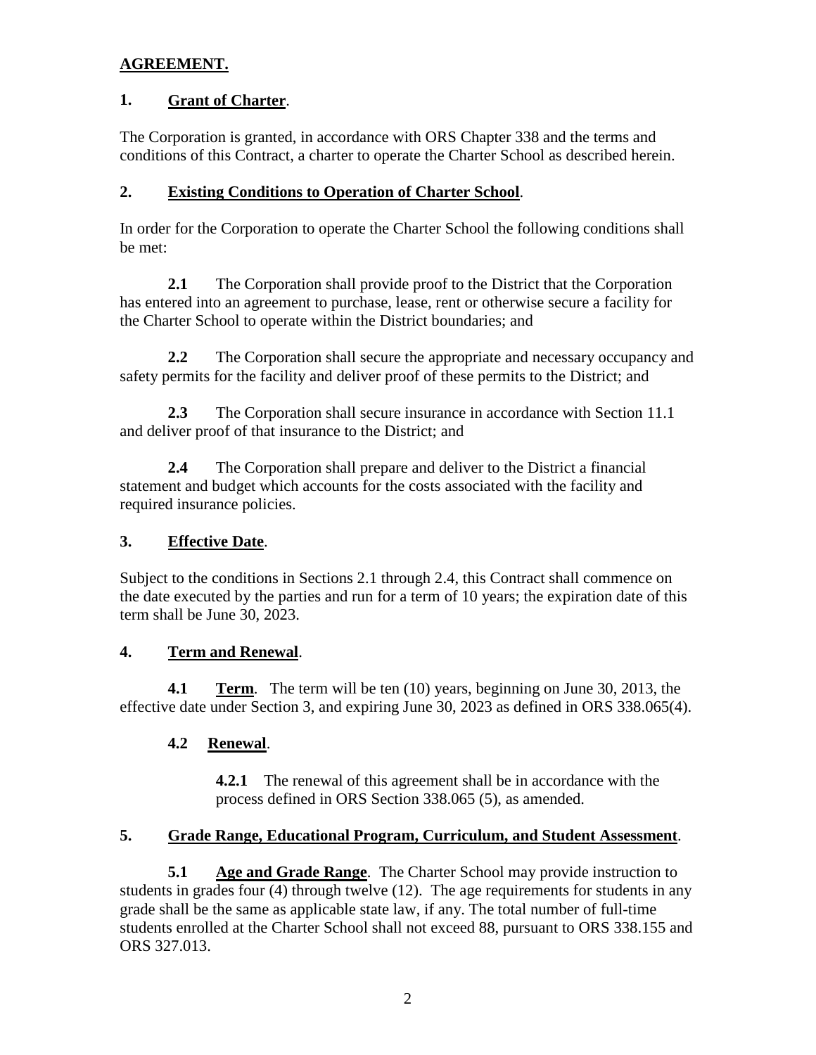**AGREEMENT.**

## 1. Grant of Charter.

The Corporation is granted, in accordance with ORS Chapter 338 and the terms and conditions of this Contract, a charter to operate the Charter School as described herein.

## 2. Existing Conditions to Operation of Charter School.

In order for the Corporation to operate the Charter School the following conditions shall be met:

**2.1** The Corporation shall provide proof to the District that the Corporation has entered into an agreement to purchase, lease, rent or otherwise secure a facility for the Charter School to operate within the District boundaries; and

**2.2** The Corporation shall secure the appropriate and necessary occupancy and safety permits for the facility and deliver proof of these permits to the District; and

**2.3** The Corporation shall secure insurance in accordance with Section 11.1 and deliver proof of that insurance to the District; and

**2.4** The Corporation shall prepare and deliver to the District a financial statement and budget which accounts for the costs associated with the facility and required insurance policies.

## 3. Effective Date.

Subject to the conditions in Sections 2.1 through 2.4, this Contract shall commence on the date executed by the parties and run for a term of 10 years; the expiration date of this term shall be June 30, 2023.

## 4. Term and Renewal.

**4.1** **Term**. The term will be ten (10) years, beginning on June 30, 2013, the effective date under Section 3, and expiring June 30, 2023 as defined in ORS 338.065(4).

**4.2** **Renewal**.

**4.2.1** The renewal of this agreement shall be in accordance with the process defined in ORS Section 338.065 (5), as amended.

## 5. Grade Range, Educational Program, Curriculum, and Student Assessment.

**5.1** **Age and Grade Range**. The Charter School may provide instruction to students in grades four (4) through twelve (12). The age requirements for students in any grade shall be the same as applicable state law, if any. The total number of full-time students enrolled at the Charter School shall not exceed 88, pursuant to ORS 338.155 and ORS 327.013.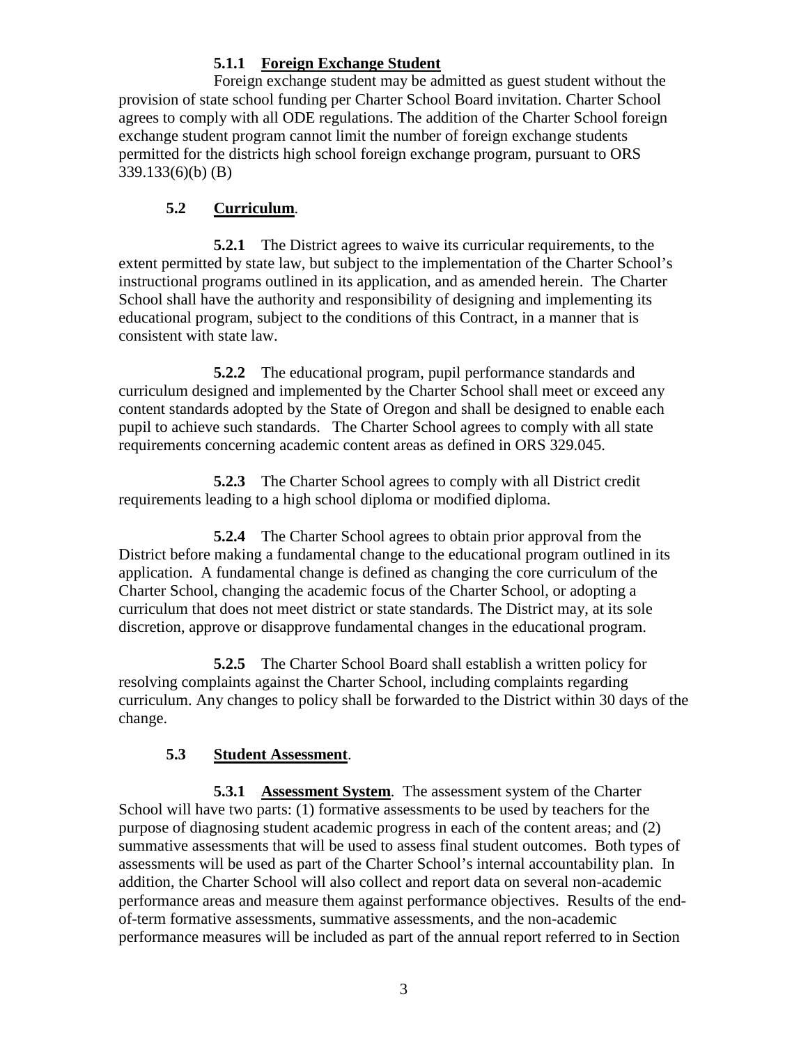#### **5.1.1 Foreign Exchange Student**

Foreign exchange student may be admitted as guest student without the provision of state school funding per Charter School Board invitation. Charter School agrees to comply with all ODE regulations. The addition of the Charter School foreign exchange student program cannot limit the number of foreign exchange students permitted for the districts high school foreign exchange program, pursuant to ORS 339.133(6)(b) (B)

### **5.2 Curriculum**.

**5.2.1** The District agrees to waive its curricular requirements, to the extent permitted by state law, but subject to the implementation of the Charter School's instructional programs outlined in its application, and as amended herein. The Charter School shall have the authority and responsibility of designing and implementing its educational program, subject to the conditions of this Contract, in a manner that is consistent with state law.

**5.2.2** The educational program, pupil performance standards and curriculum designed and implemented by the Charter School shall meet or exceed any content standards adopted by the State of Oregon and shall be designed to enable each pupil to achieve such standards. The Charter School agrees to comply with all state requirements concerning academic content areas as defined in ORS 329.045.

**5.2.3** The Charter School agrees to comply with all District credit requirements leading to a high school diploma or modified diploma.

**5.2.4** The Charter School agrees to obtain prior approval from the District before making a fundamental change to the educational program outlined in its application. A fundamental change is defined as changing the core curriculum of the Charter School, changing the academic focus of the Charter School, or adopting a curriculum that does not meet district or state standards. The District may, at its sole discretion, approve or disapprove fundamental changes in the educational program.

**5.2.5** The Charter School Board shall establish a written policy for resolving complaints against the Charter School, including complaints regarding curriculum. Any changes to policy shall be forwarded to the District within 30 days of the change.

### **5.3 Student Assessment**.

**5.3.1 Assessment System**. The assessment system of the Charter School will have two parts: (1) formative assessments to be used by teachers for the purpose of diagnosing student academic progress in each of the content areas; and (2) summative assessments that will be used to assess final student outcomes. Both types of assessments will be used as part of the Charter School's internal accountability plan. In addition, the Charter School will also collect and report data on several non-academic performance areas and measure them against performance objectives. Results of the end-of-term formative assessments, summative assessments, and the non-academic performance measures will be included as part of the annual report referred to in Section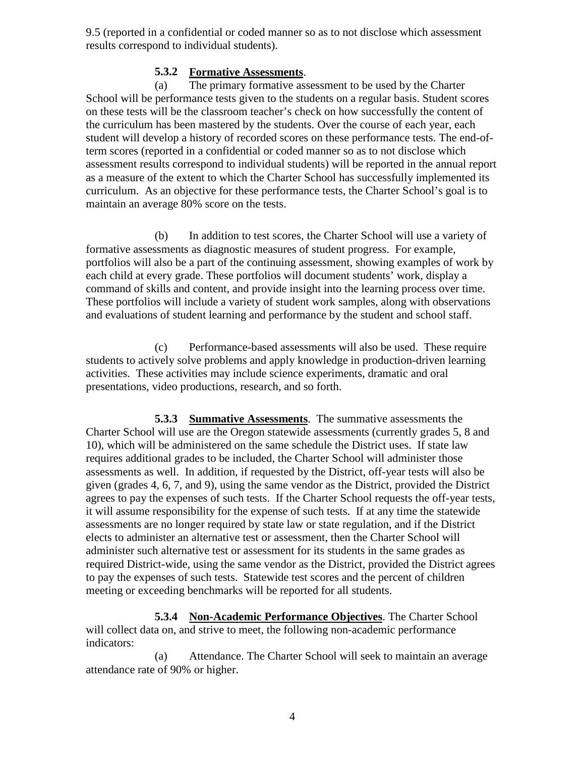9.5 (reported in a confidential or coded manner so as to not disclose which assessment results correspond to individual students).

**5.3.2 Formative Assessments**.

(a) The primary formative assessment to be used by the Charter School will be performance tests given to the students on a regular basis. Student scores on these tests will be the classroom teacher's check on how successfully the content of the curriculum has been mastered by the students. Over the course of each year, each student will develop a history of recorded scores on these performance tests. The end-of-term scores (reported in a confidential or coded manner so as to not disclose which assessment results correspond to individual students) will be reported in the annual report as a measure of the extent to which the Charter School has successfully implemented its curriculum. As an objective for these performance tests, the Charter School's goal is to maintain an average 80% score on the tests.

(b) In addition to test scores, the Charter School will use a variety of formative assessments as diagnostic measures of student progress. For example, portfolios will also be a part of the continuing assessment, showing examples of work by each child at every grade. These portfolios will document students' work, display a command of skills and content, and provide insight into the learning process over time. These portfolios will include a variety of student work samples, along with observations and evaluations of student learning and performance by the student and school staff.

(c) Performance-based assessments will also be used. These require students to actively solve problems and apply knowledge in production-driven learning activities. These activities may include science experiments, dramatic and oral presentations, video productions, research, and so forth.

**5.3.3 Summative Assessments**. The summative assessments the Charter School will use are the Oregon statewide assessments (currently grades 5, 8 and 10), which will be administered on the same schedule the District uses. If state law requires additional grades to be included, the Charter School will administer those assessments as well. In addition, if requested by the District, off-year tests will also be given (grades 4, 6, 7, and 9), using the same vendor as the District, provided the District agrees to pay the expenses of such tests. If the Charter School requests the off-year tests, it will assume responsibility for the expense of such tests. If at any time the statewide assessments are no longer required by state law or state regulation, and if the District elects to administer an alternative test or assessment, then the Charter School will administer such alternative test or assessment for its students in the same grades as required District-wide, using the same vendor as the District, provided the District agrees to pay the expenses of such tests. Statewide test scores and the percent of children meeting or exceeding benchmarks will be reported for all students.

**5.3.4 Non-Academic Performance Objectives**. The Charter School will collect data on, and strive to meet, the following non-academic performance indicators:

(a) Attendance. The Charter School will seek to maintain an average attendance rate of 90% or higher.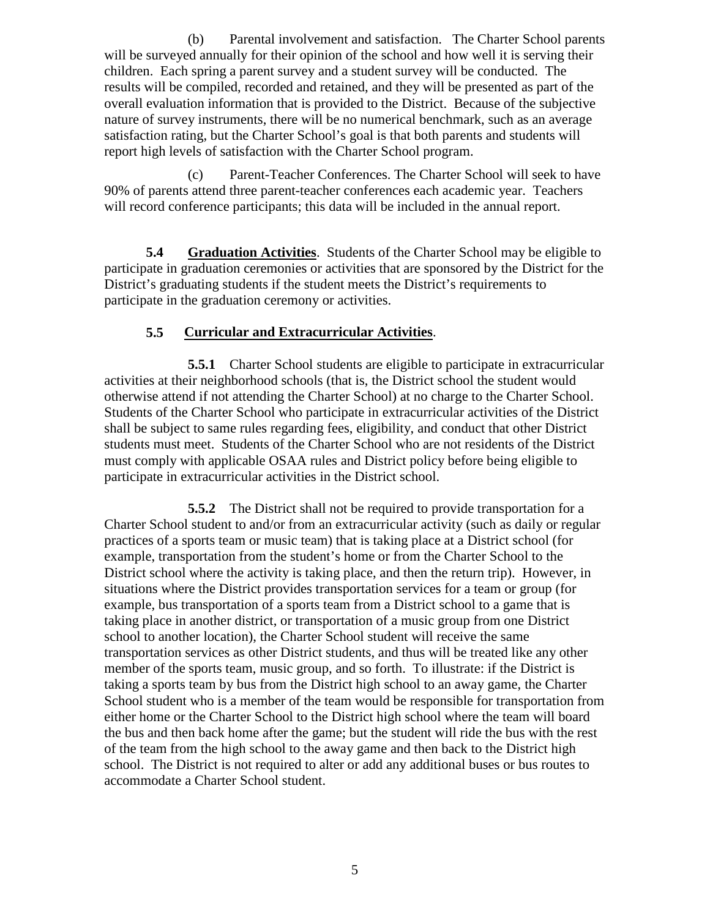(b) Parental involvement and satisfaction. The Charter School parents will be surveyed annually for their opinion of the school and how well it is serving their children. Each spring a parent survey and a student survey will be conducted. The results will be compiled, recorded and retained, and they will be presented as part of the overall evaluation information that is provided to the District. Because of the subjective nature of survey instruments, there will be no numerical benchmark, such as an average satisfaction rating, but the Charter School's goal is that both parents and students will report high levels of satisfaction with the Charter School program.

(c) Parent-Teacher Conferences. The Charter School will seek to have 90% of parents attend three parent-teacher conferences each academic year. Teachers will record conference participants; this data will be included in the annual report.

**5.4 Graduation Activities**. Students of the Charter School may be eligible to participate in graduation ceremonies or activities that are sponsored by the District for the District's graduating students if the student meets the District's requirements to participate in the graduation ceremony or activities.

**5.5 Curricular and Extracurricular Activities**.

**5.5.1** Charter School students are eligible to participate in extracurricular activities at their neighborhood schools (that is, the District school the student would otherwise attend if not attending the Charter School) at no charge to the Charter School. Students of the Charter School who participate in extracurricular activities of the District shall be subject to same rules regarding fees, eligibility, and conduct that other District students must meet. Students of the Charter School who are not residents of the District must comply with applicable OSAA rules and District policy before being eligible to participate in extracurricular activities in the District school.

**5.5.2** The District shall not be required to provide transportation for a Charter School student to and/or from an extracurricular activity (such as daily or regular practices of a sports team or music team) that is taking place at a District school (for example, transportation from the student's home or from the Charter School to the District school where the activity is taking place, and then the return trip). However, in situations where the District provides transportation services for a team or group (for example, bus transportation of a sports team from a District school to a game that is taking place in another district, or transportation of a music group from one District school to another location), the Charter School student will receive the same transportation services as other District students, and thus will be treated like any other member of the sports team, music group, and so forth. To illustrate: if the District is taking a sports team by bus from the District high school to an away game, the Charter School student who is a member of the team would be responsible for transportation from either home or the Charter School to the District high school where the team will board the bus and then back home after the game; but the student will ride the bus with the rest of the team from the high school to the away game and then back to the District high school. The District is not required to alter or add any additional buses or bus routes to accommodate a Charter School student.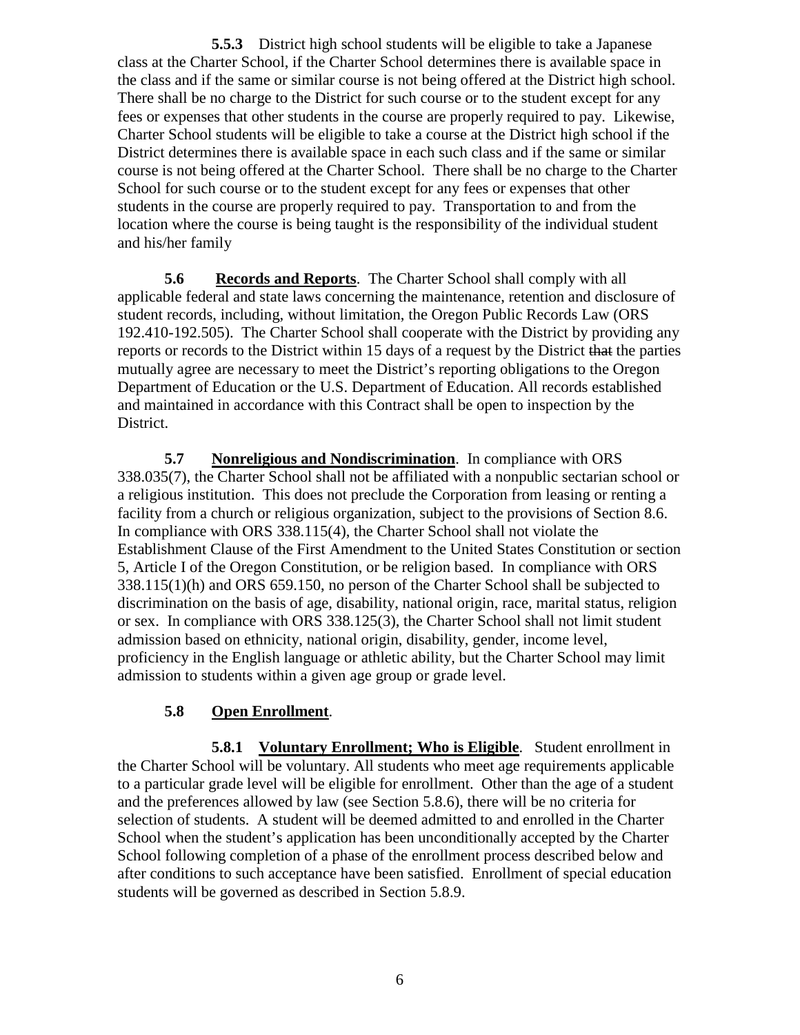**5.5.3** District high school students will be eligible to take a Japanese class at the Charter School, if the Charter School determines there is available space in the class and if the same or similar course is not being offered at the District high school. There shall be no charge to the District for such course or to the student except for any fees or expenses that other students in the course are properly required to pay. Likewise, Charter School students will be eligible to take a course at the District high school if the District determines there is available space in each such class and if the same or similar course is not being offered at the Charter School. There shall be no charge to the Charter School for such course or to the student except for any fees or expenses that other students in the course are properly required to pay. Transportation to and from the location where the course is being taught is the responsibility of the individual student and his/her family

**5.6** **Records and Reports**. The Charter School shall comply with all applicable federal and state laws concerning the maintenance, retention and disclosure of student records, including, without limitation, the Oregon Public Records Law (ORS 192.410-192.505). The Charter School shall cooperate with the District by providing any reports or records to the District within 15 days of a request by the District ~~that~~ the parties mutually agree are necessary to meet the District's reporting obligations to the Oregon Department of Education or the U.S. Department of Education. All records established and maintained in accordance with this Contract shall be open to inspection by the District.

**5.7** **Nonreligious and Nondiscrimination**. In compliance with ORS 338.035(7), the Charter School shall not be affiliated with a nonpublic sectarian school or a religious institution. This does not preclude the Corporation from leasing or renting a facility from a church or religious organization, subject to the provisions of Section 8.6. In compliance with ORS 338.115(4), the Charter School shall not violate the Establishment Clause of the First Amendment to the United States Constitution or section 5, Article I of the Oregon Constitution, or be religion based. In compliance with ORS 338.115(1)(h) and ORS 659.150, no person of the Charter School shall be subjected to discrimination on the basis of age, disability, national origin, race, marital status, religion or sex. In compliance with ORS 338.125(3), the Charter School shall not limit student admission based on ethnicity, national origin, disability, gender, income level, proficiency in the English language or athletic ability, but the Charter School may limit admission to students within a given age group or grade level.

**5.8** **Open Enrollment**.

**5.8.1** **Voluntary Enrollment; Who is Eligible**. Student enrollment in the Charter School will be voluntary. All students who meet age requirements applicable to a particular grade level will be eligible for enrollment. Other than the age of a student and the preferences allowed by law (see Section 5.8.6), there will be no criteria for selection of students. A student will be deemed admitted to and enrolled in the Charter School when the student's application has been unconditionally accepted by the Charter School following completion of a phase of the enrollment process described below and after conditions to such acceptance have been satisfied. Enrollment of special education students will be governed as described in Section 5.8.9.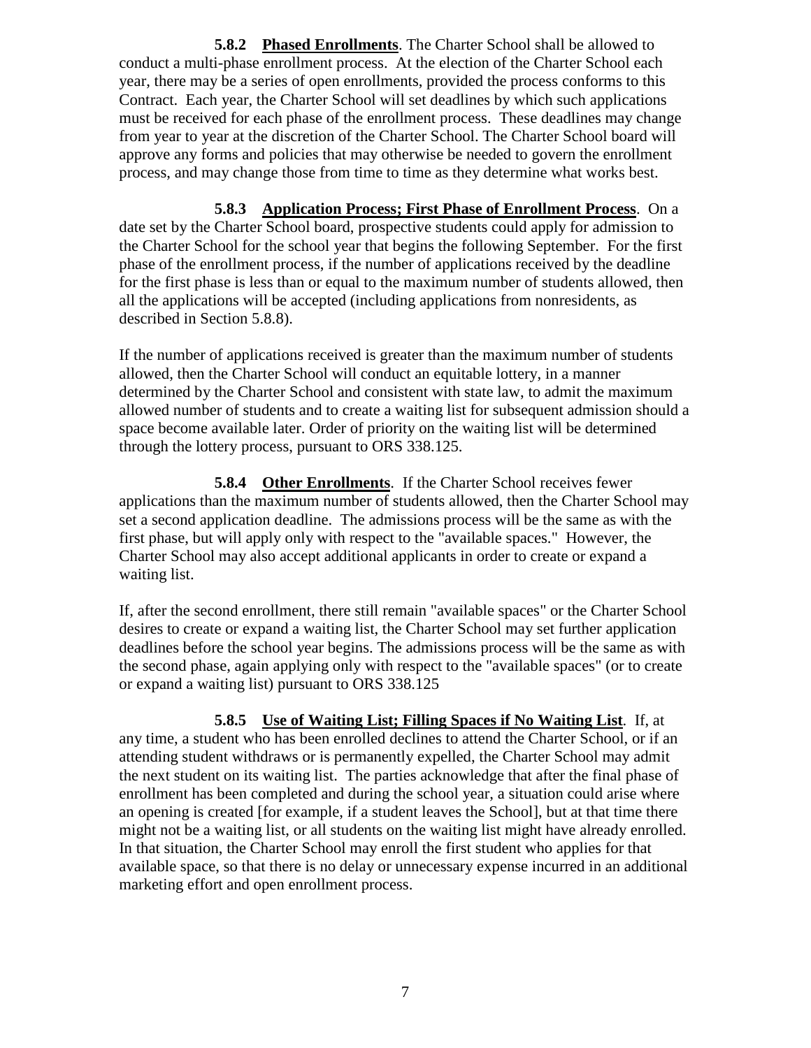**5.8.2 Phased Enrollments**. The Charter School shall be allowed to conduct a multi-phase enrollment process. At the election of the Charter School each year, there may be a series of open enrollments, provided the process conforms to this Contract. Each year, the Charter School will set deadlines by which such applications must be received for each phase of the enrollment process. These deadlines may change from year to year at the discretion of the Charter School. The Charter School board will approve any forms and policies that may otherwise be needed to govern the enrollment process, and may change those from time to time as they determine what works best.

**5.8.3 Application Process; First Phase of Enrollment Process**. On a date set by the Charter School board, prospective students could apply for admission to the Charter School for the school year that begins the following September. For the first phase of the enrollment process, if the number of applications received by the deadline for the first phase is less than or equal to the maximum number of students allowed, then all the applications will be accepted (including applications from nonresidents, as described in Section 5.8.8).

If the number of applications received is greater than the maximum number of students allowed, then the Charter School will conduct an equitable lottery, in a manner determined by the Charter School and consistent with state law, to admit the maximum allowed number of students and to create a waiting list for subsequent admission should a space become available later. Order of priority on the waiting list will be determined through the lottery process, pursuant to ORS 338.125.

**5.8.4 Other Enrollments**. If the Charter School receives fewer applications than the maximum number of students allowed, then the Charter School may set a second application deadline. The admissions process will be the same as with the first phase, but will apply only with respect to the "available spaces." However, the Charter School may also accept additional applicants in order to create or expand a waiting list.

If, after the second enrollment, there still remain "available spaces" or the Charter School desires to create or expand a waiting list, the Charter School may set further application deadlines before the school year begins. The admissions process will be the same as with the second phase, again applying only with respect to the "available spaces" (or to create or expand a waiting list) pursuant to ORS 338.125

**5.8.5 Use of Waiting List; Filling Spaces if No Waiting List**. If, at any time, a student who has been enrolled declines to attend the Charter School, or if an attending student withdraws or is permanently expelled, the Charter School may admit the next student on its waiting list. The parties acknowledge that after the final phase of enrollment has been completed and during the school year, a situation could arise where an opening is created [for example, if a student leaves the School], but at that time there might not be a waiting list, or all students on the waiting list might have already enrolled. In that situation, the Charter School may enroll the first student who applies for that available space, so that there is no delay or unnecessary expense incurred in an additional marketing effort and open enrollment process.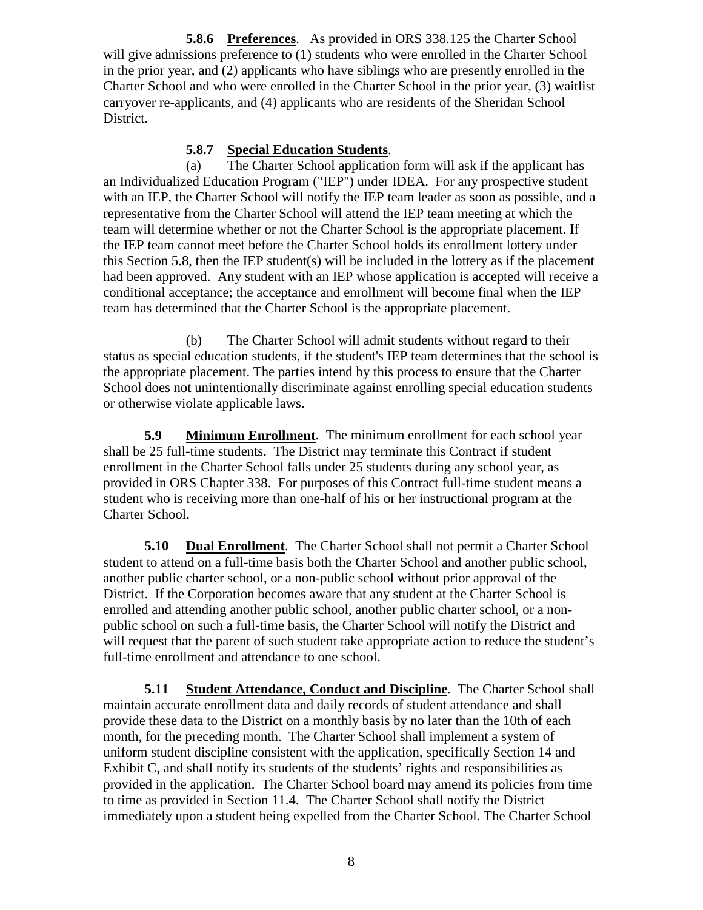**5.8.6 Preferences**. As provided in ORS 338.125 the Charter School will give admissions preference to (1) students who were enrolled in the Charter School in the prior year, and (2) applicants who have siblings who are presently enrolled in the Charter School and who were enrolled in the Charter School in the prior year, (3) waitlist carryover re-applicants, and (4) applicants who are residents of the Sheridan School District.

**5.8.7 Special Education Students**.

(a) The Charter School application form will ask if the applicant has an Individualized Education Program ("IEP") under IDEA. For any prospective student with an IEP, the Charter School will notify the IEP team leader as soon as possible, and a representative from the Charter School will attend the IEP team meeting at which the team will determine whether or not the Charter School is the appropriate placement. If the IEP team cannot meet before the Charter School holds its enrollment lottery under this Section 5.8, then the IEP student(s) will be included in the lottery as if the placement had been approved. Any student with an IEP whose application is accepted will receive a conditional acceptance; the acceptance and enrollment will become final when the IEP team has determined that the Charter School is the appropriate placement.

(b) The Charter School will admit students without regard to their status as special education students, if the student's IEP team determines that the school is the appropriate placement. The parties intend by this process to ensure that the Charter School does not unintentionally discriminate against enrolling special education students or otherwise violate applicable laws.

**5.9 Minimum Enrollment**. The minimum enrollment for each school year shall be 25 full-time students. The District may terminate this Contract if student enrollment in the Charter School falls under 25 students during any school year, as provided in ORS Chapter 338. For purposes of this Contract full-time student means a student who is receiving more than one-half of his or her instructional program at the Charter School.

**5.10 Dual Enrollment**. The Charter School shall not permit a Charter School student to attend on a full-time basis both the Charter School and another public school, another public charter school, or a non-public school without prior approval of the District. If the Corporation becomes aware that any student at the Charter School is enrolled and attending another public school, another public charter school, or a non-public school on such a full-time basis, the Charter School will notify the District and will request that the parent of such student take appropriate action to reduce the student's full-time enrollment and attendance to one school.

**5.11 Student Attendance, Conduct and Discipline**. The Charter School shall maintain accurate enrollment data and daily records of student attendance and shall provide these data to the District on a monthly basis by no later than the 10th of each month, for the preceding month. The Charter School shall implement a system of uniform student discipline consistent with the application, specifically Section 14 and Exhibit C, and shall notify its students of the students' rights and responsibilities as provided in the application. The Charter School board may amend its policies from time to time as provided in Section 11.4. The Charter School shall notify the District immediately upon a student being expelled from the Charter School. The Charter School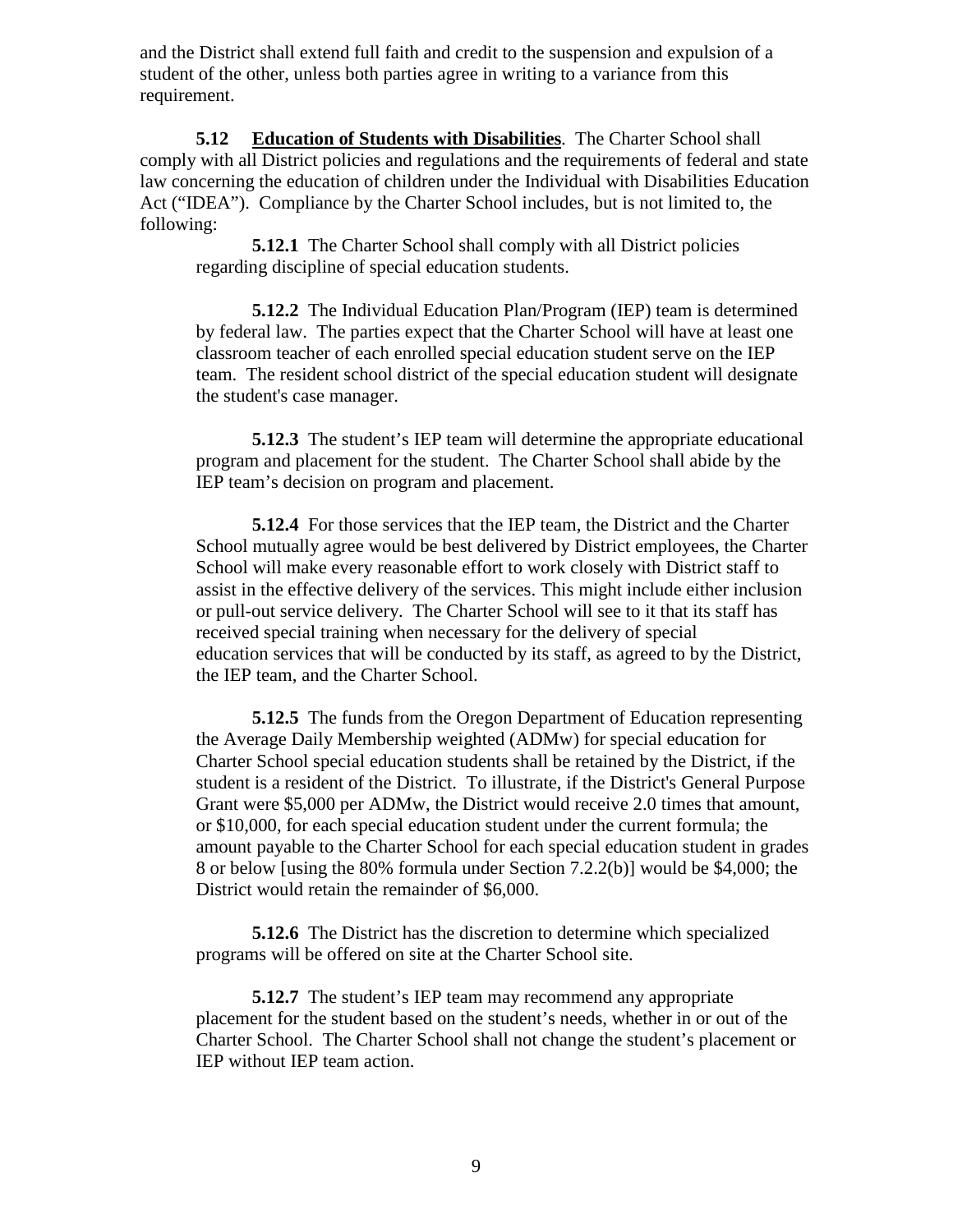and the District shall extend full faith and credit to the suspension and expulsion of a student of the other, unless both parties agree in writing to a variance from this requirement.

**5.12** **<u>Education of Students with Disabilities</u>**. The Charter School shall comply with all District policies and regulations and the requirements of federal and state law concerning the education of children under the Individual with Disabilities Education Act ("IDEA"). Compliance by the Charter School includes, but is not limited to, the following:

**5.12.1** The Charter School shall comply with all District policies regarding discipline of special education students.

**5.12.2** The Individual Education Plan/Program (IEP) team is determined by federal law. The parties expect that the Charter School will have at least one classroom teacher of each enrolled special education student serve on the IEP team. The resident school district of the special education student will designate the student's case manager.

**5.12.3** The student's IEP team will determine the appropriate educational program and placement for the student. The Charter School shall abide by the IEP team's decision on program and placement.

**5.12.4** For those services that the IEP team, the District and the Charter School mutually agree would be best delivered by District employees, the Charter School will make every reasonable effort to work closely with District staff to assist in the effective delivery of the services. This might include either inclusion or pull-out service delivery. The Charter School will see to it that its staff has received special training when necessary for the delivery of special education services that will be conducted by its staff, as agreed to by the District, the IEP team, and the Charter School.

**5.12.5** The funds from the Oregon Department of Education representing the Average Daily Membership weighted (ADMw) for special education for Charter School special education students shall be retained by the District, if the student is a resident of the District. To illustrate, if the District's General Purpose Grant were $5,000 per ADMw, the District would receive 2.0 times that amount, or $10,000, for each special education student under the current formula; the amount payable to the Charter School for each special education student in grades 8 or below [using the 80% formula under Section 7.2.2(b)] would be $4,000; the District would retain the remainder of $6,000.

**5.12.6** The District has the discretion to determine which specialized programs will be offered on site at the Charter School site.

**5.12.7** The student's IEP team may recommend any appropriate placement for the student based on the student's needs, whether in or out of the Charter School. The Charter School shall not change the student's placement or IEP without IEP team action.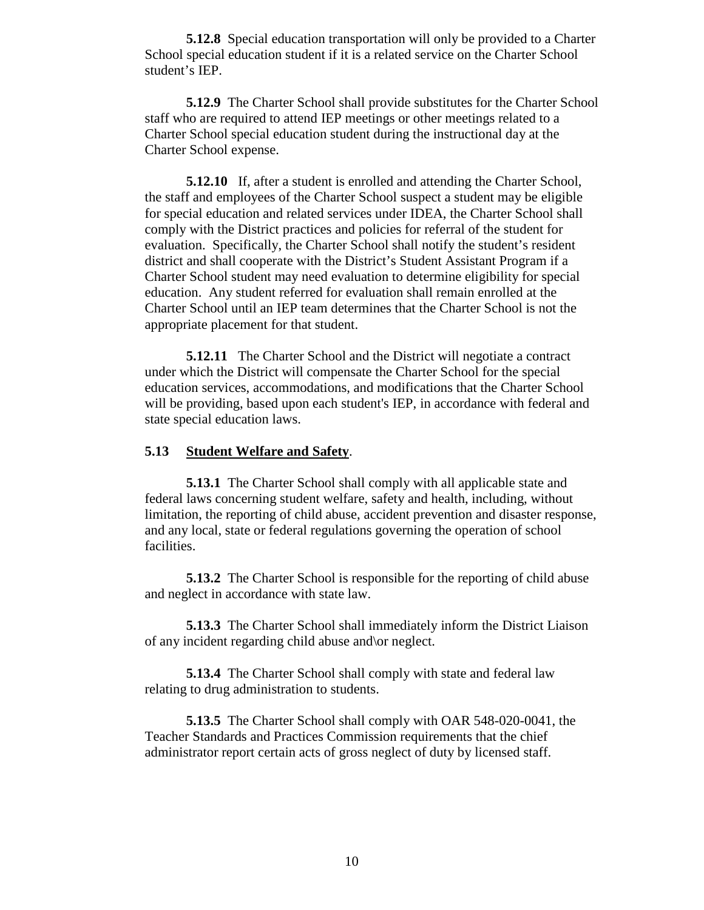**5.12.8** Special education transportation will only be provided to a Charter School special education student if it is a related service on the Charter School student's IEP.

**5.12.9** The Charter School shall provide substitutes for the Charter School staff who are required to attend IEP meetings or other meetings related to a Charter School special education student during the instructional day at the Charter School expense.

**5.12.10** If, after a student is enrolled and attending the Charter School, the staff and employees of the Charter School suspect a student may be eligible for special education and related services under IDEA, the Charter School shall comply with the District practices and policies for referral of the student for evaluation. Specifically, the Charter School shall notify the student's resident district and shall cooperate with the District's Student Assistant Program if a Charter School student may need evaluation to determine eligibility for special education. Any student referred for evaluation shall remain enrolled at the Charter School until an IEP team determines that the Charter School is not the appropriate placement for that student.

**5.12.11** The Charter School and the District will negotiate a contract under which the District will compensate the Charter School for the special education services, accommodations, and modifications that the Charter School will be providing, based upon each student's IEP, in accordance with federal and state special education laws.

**5.13 <u>Student Welfare and Safety</u>**.

**5.13.1** The Charter School shall comply with all applicable state and federal laws concerning student welfare, safety and health, including, without limitation, the reporting of child abuse, accident prevention and disaster response, and any local, state or federal regulations governing the operation of school facilities.

**5.13.2** The Charter School is responsible for the reporting of child abuse and neglect in accordance with state law.

**5.13.3** The Charter School shall immediately inform the District Liaison of any incident regarding child abuse and\or neglect.

**5.13.4** The Charter School shall comply with state and federal law relating to drug administration to students.

**5.13.5** The Charter School shall comply with OAR 548-020-0041, the Teacher Standards and Practices Commission requirements that the chief administrator report certain acts of gross neglect of duty by licensed staff.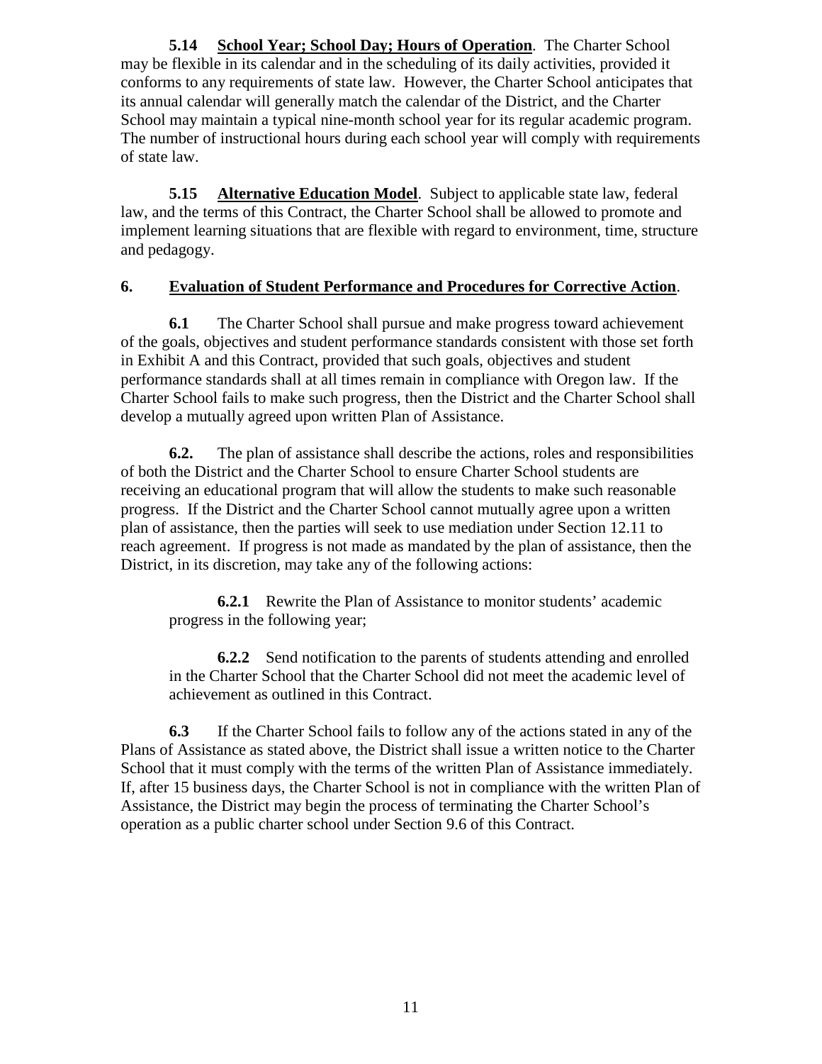**5.14 <u>School Year; School Day; Hours of Operation</u>**. The Charter School may be flexible in its calendar and in the scheduling of its daily activities, provided it conforms to any requirements of state law. However, the Charter School anticipates that its annual calendar will generally match the calendar of the District, and the Charter School may maintain a typical nine-month school year for its regular academic program. The number of instructional hours during each school year will comply with requirements of state law.

**5.15 <u>Alternative Education Model</u>**. Subject to applicable state law, federal law, and the terms of this Contract, the Charter School shall be allowed to promote and implement learning situations that are flexible with regard to environment, time, structure and pedagogy.

## 6. <u>Evaluation of Student Performance and Procedures for Corrective Action</u>.

**6.1** The Charter School shall pursue and make progress toward achievement of the goals, objectives and student performance standards consistent with those set forth in Exhibit A and this Contract, provided that such goals, objectives and student performance standards shall at all times remain in compliance with Oregon law. If the Charter School fails to make such progress, then the District and the Charter School shall develop a mutually agreed upon written Plan of Assistance.

**6.2.** The plan of assistance shall describe the actions, roles and responsibilities of both the District and the Charter School to ensure Charter School students are receiving an educational program that will allow the students to make such reasonable progress. If the District and the Charter School cannot mutually agree upon a written plan of assistance, then the parties will seek to use mediation under Section 12.11 to reach agreement. If progress is not made as mandated by the plan of assistance, then the District, in its discretion, may take any of the following actions:

> **6.2.1** Rewrite the Plan of Assistance to monitor students' academic progress in the following year;
>
> **6.2.2** Send notification to the parents of students attending and enrolled in the Charter School that the Charter School did not meet the academic level of achievement as outlined in this Contract.

**6.3** If the Charter School fails to follow any of the actions stated in any of the Plans of Assistance as stated above, the District shall issue a written notice to the Charter School that it must comply with the terms of the written Plan of Assistance immediately. If, after 15 business days, the Charter School is not in compliance with the written Plan of Assistance, the District may begin the process of terminating the Charter School's operation as a public charter school under Section 9.6 of this Contract.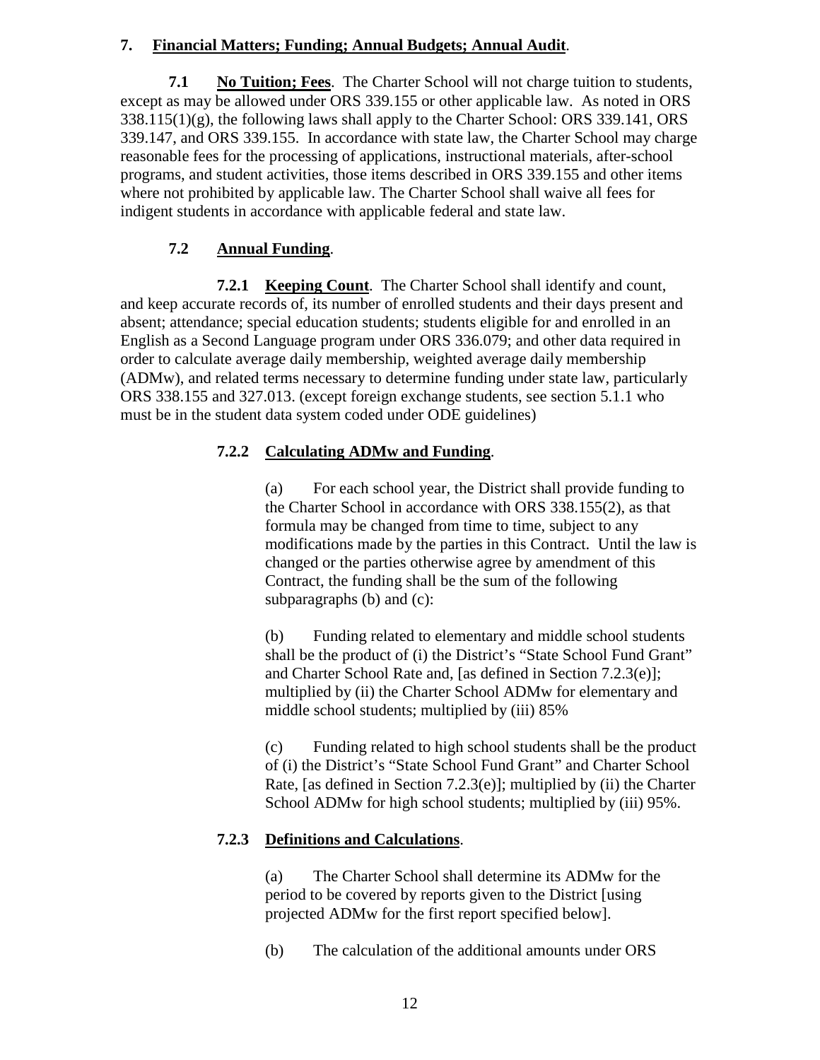**7. Financial Matters; Funding; Annual Budgets; Annual Audit**.

**7.1 No Tuition; Fees**. The Charter School will not charge tuition to students, except as may be allowed under ORS 339.155 or other applicable law. As noted in ORS 338.115(1)(g), the following laws shall apply to the Charter School: ORS 339.141, ORS 339.147, and ORS 339.155. In accordance with state law, the Charter School may charge reasonable fees for the processing of applications, instructional materials, after-school programs, and student activities, those items described in ORS 339.155 and other items where not prohibited by applicable law. The Charter School shall waive all fees for indigent students in accordance with applicable federal and state law.

**7.2 Annual Funding**.

**7.2.1 Keeping Count**. The Charter School shall identify and count, and keep accurate records of, its number of enrolled students and their days present and absent; attendance; special education students; students eligible for and enrolled in an English as a Second Language program under ORS 336.079; and other data required in order to calculate average daily membership, weighted average daily membership (ADMw), and related terms necessary to determine funding under state law, particularly ORS 338.155 and 327.013. (except foreign exchange students, see section 5.1.1 who must be in the student data system coded under ODE guidelines)

**7.2.2 Calculating ADMw and Funding**.

(a) For each school year, the District shall provide funding to the Charter School in accordance with ORS 338.155(2), as that formula may be changed from time to time, subject to any modifications made by the parties in this Contract. Until the law is changed or the parties otherwise agree by amendment of this Contract, the funding shall be the sum of the following subparagraphs (b) and (c):

(b) Funding related to elementary and middle school students shall be the product of (i) the District's "State School Fund Grant" and Charter School Rate and, [as defined in Section 7.2.3(e)]; multiplied by (ii) the Charter School ADMw for elementary and middle school students; multiplied by (iii) 85%

(c) Funding related to high school students shall be the product of (i) the District's "State School Fund Grant" and Charter School Rate, [as defined in Section 7.2.3(e)]; multiplied by (ii) the Charter School ADMw for high school students; multiplied by (iii) 95%.

**7.2.3 Definitions and Calculations**.

(a) The Charter School shall determine its ADMw for the period to be covered by reports given to the District [using projected ADMw for the first report specified below].

(b) The calculation of the additional amounts under ORS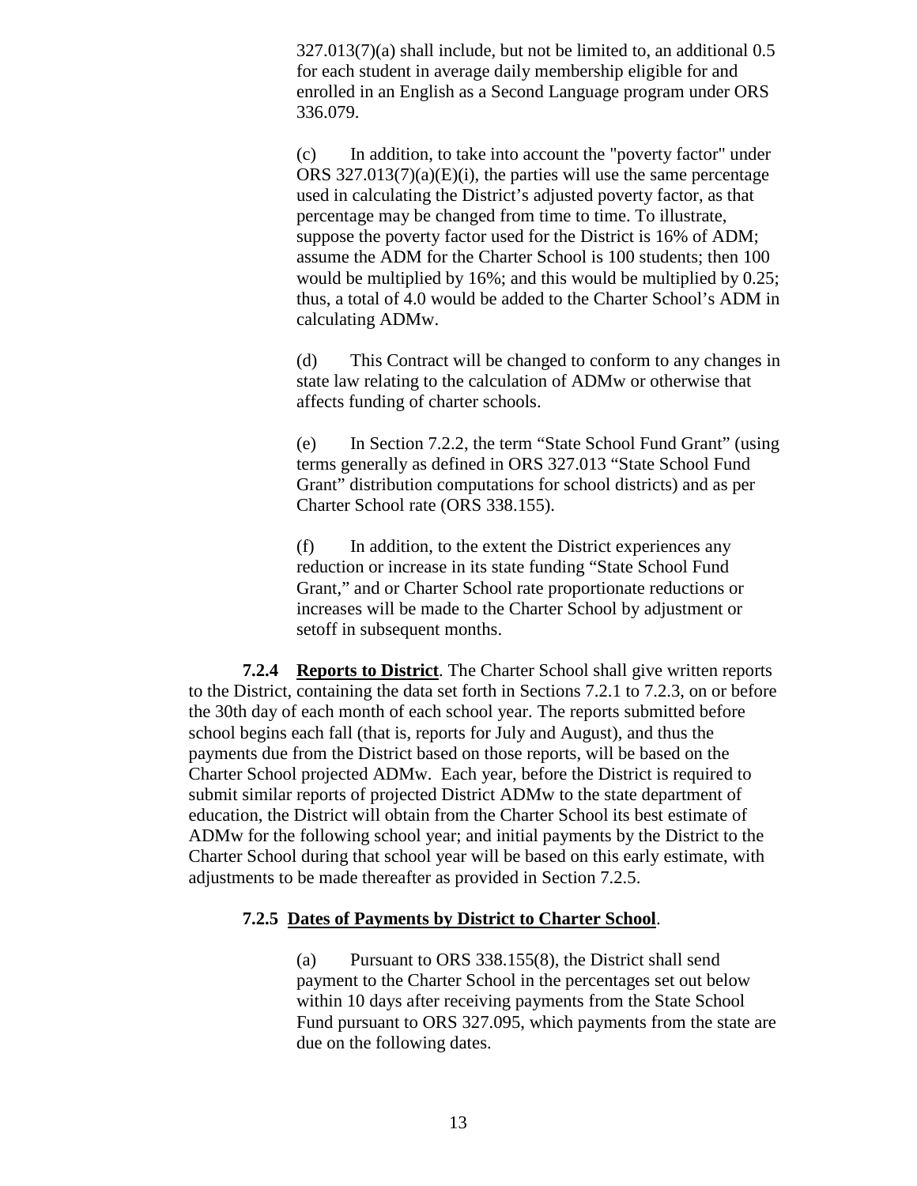327.013(7)(a) shall include, but not be limited to, an additional 0.5 for each student in average daily membership eligible for and enrolled in an English as a Second Language program under ORS 336.079.

(c) In addition, to take into account the "poverty factor" under ORS 327.013(7)(a)(E)(i), the parties will use the same percentage used in calculating the District's adjusted poverty factor, as that percentage may be changed from time to time. To illustrate, suppose the poverty factor used for the District is 16% of ADM; assume the ADM for the Charter School is 100 students; then 100 would be multiplied by 16%; and this would be multiplied by 0.25; thus, a total of 4.0 would be added to the Charter School's ADM in calculating ADMw.

(d) This Contract will be changed to conform to any changes in state law relating to the calculation of ADMw or otherwise that affects funding of charter schools.

(e) In Section 7.2.2, the term "State School Fund Grant" (using terms generally as defined in ORS 327.013 "State School Fund Grant" distribution computations for school districts) and as per Charter School rate (ORS 338.155).

(f) In addition, to the extent the District experiences any reduction or increase in its state funding "State School Fund Grant," and or Charter School rate proportionate reductions or increases will be made to the Charter School by adjustment or setoff in subsequent months.

**7.2.4 Reports to District**. The Charter School shall give written reports to the District, containing the data set forth in Sections 7.2.1 to 7.2.3, on or before the 30th day of each month of each school year. The reports submitted before school begins each fall (that is, reports for July and August), and thus the payments due from the District based on those reports, will be based on the Charter School projected ADMw. Each year, before the District is required to submit similar reports of projected District ADMw to the state department of education, the District will obtain from the Charter School its best estimate of ADMw for the following school year; and initial payments by the District to the Charter School during that school year will be based on this early estimate, with adjustments to be made thereafter as provided in Section 7.2.5.

**7.2.5 Dates of Payments by District to Charter School**.

(a) Pursuant to ORS 338.155(8), the District shall send payment to the Charter School in the percentages set out below within 10 days after receiving payments from the State School Fund pursuant to ORS 327.095, which payments from the state are due on the following dates.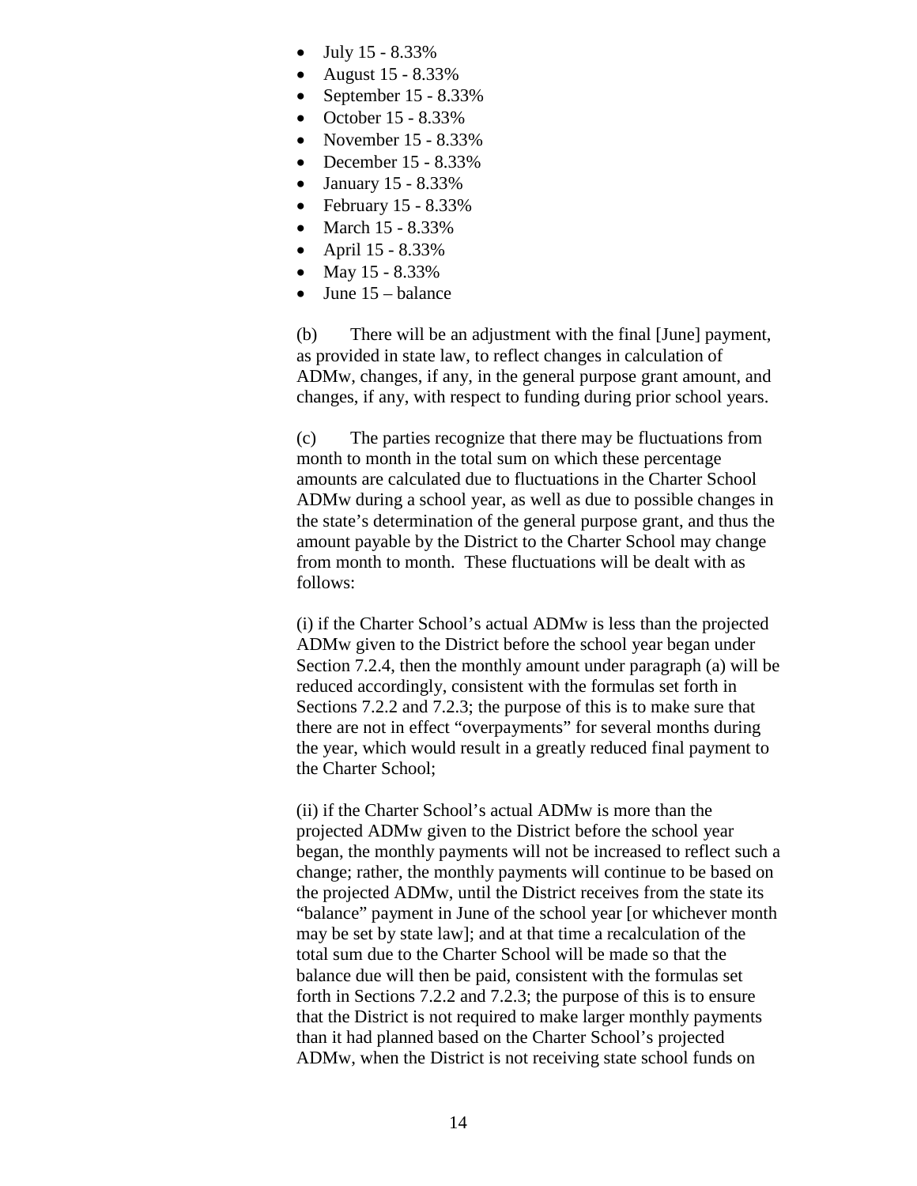- July 15 - 8.33%
- August 15 - 8.33%
- September 15 - 8.33%
- October 15 - 8.33%
- November 15 - 8.33%
- December 15 - 8.33%
- January 15 - 8.33%
- February 15 - 8.33%
- March 15 - 8.33%
- April 15 - 8.33%
- May 15 - 8.33%
- June 15 – balance

(b) There will be an adjustment with the final [June] payment, as provided in state law, to reflect changes in calculation of ADMw, changes, if any, in the general purpose grant amount, and changes, if any, with respect to funding during prior school years.

(c) The parties recognize that there may be fluctuations from month to month in the total sum on which these percentage amounts are calculated due to fluctuations in the Charter School ADMw during a school year, as well as due to possible changes in the state's determination of the general purpose grant, and thus the amount payable by the District to the Charter School may change from month to month. These fluctuations will be dealt with as follows:

(i) if the Charter School's actual ADMw is less than the projected ADMw given to the District before the school year began under Section 7.2.4, then the monthly amount under paragraph (a) will be reduced accordingly, consistent with the formulas set forth in Sections 7.2.2 and 7.2.3; the purpose of this is to make sure that there are not in effect "overpayments" for several months during the year, which would result in a greatly reduced final payment to the Charter School;

(ii) if the Charter School's actual ADMw is more than the projected ADMw given to the District before the school year began, the monthly payments will not be increased to reflect such a change; rather, the monthly payments will continue to be based on the projected ADMw, until the District receives from the state its "balance" payment in June of the school year [or whichever month may be set by state law]; and at that time a recalculation of the total sum due to the Charter School will be made so that the balance due will then be paid, consistent with the formulas set forth in Sections 7.2.2 and 7.2.3; the purpose of this is to ensure that the District is not required to make larger monthly payments than it had planned based on the Charter School's projected ADMw, when the District is not receiving state school funds on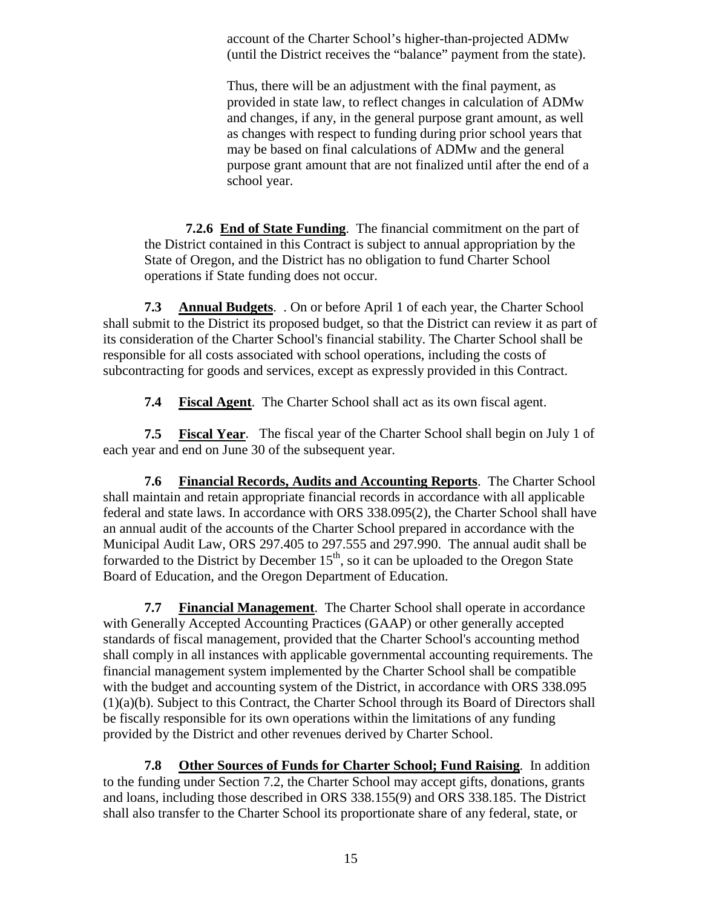account of the Charter School's higher-than-projected ADMw (until the District receives the "balance" payment from the state).

Thus, there will be an adjustment with the final payment, as provided in state law, to reflect changes in calculation of ADMw and changes, if any, in the general purpose grant amount, as well as changes with respect to funding during prior school years that may be based on final calculations of ADMw and the general purpose grant amount that are not finalized until after the end of a school year.

**7.2.6 End of State Funding**. The financial commitment on the part of the District contained in this Contract is subject to annual appropriation by the State of Oregon, and the District has no obligation to fund Charter School operations if State funding does not occur.

**7.3 Annual Budgets**. . On or before April 1 of each year, the Charter School shall submit to the District its proposed budget, so that the District can review it as part of its consideration of the Charter School's financial stability. The Charter School shall be responsible for all costs associated with school operations, including the costs of subcontracting for goods and services, except as expressly provided in this Contract.

**7.4 Fiscal Agent**. The Charter School shall act as its own fiscal agent.

**7.5 Fiscal Year**. The fiscal year of the Charter School shall begin on July 1 of each year and end on June 30 of the subsequent year.

**7.6 Financial Records, Audits and Accounting Reports**. The Charter School shall maintain and retain appropriate financial records in accordance with all applicable federal and state laws. In accordance with ORS 338.095(2), the Charter School shall have an annual audit of the accounts of the Charter School prepared in accordance with the Municipal Audit Law, ORS 297.405 to 297.555 and 297.990. The annual audit shall be forwarded to the District by December 15th, so it can be uploaded to the Oregon State Board of Education, and the Oregon Department of Education.

**7.7 Financial Management**. The Charter School shall operate in accordance with Generally Accepted Accounting Practices (GAAP) or other generally accepted standards of fiscal management, provided that the Charter School's accounting method shall comply in all instances with applicable governmental accounting requirements. The financial management system implemented by the Charter School shall be compatible with the budget and accounting system of the District, in accordance with ORS 338.095 (1)(a)(b). Subject to this Contract, the Charter School through its Board of Directors shall be fiscally responsible for its own operations within the limitations of any funding provided by the District and other revenues derived by Charter School.

**7.8 Other Sources of Funds for Charter School; Fund Raising**. In addition to the funding under Section 7.2, the Charter School may accept gifts, donations, grants and loans, including those described in ORS 338.155(9) and ORS 338.185. The District shall also transfer to the Charter School its proportionate share of any federal, state, or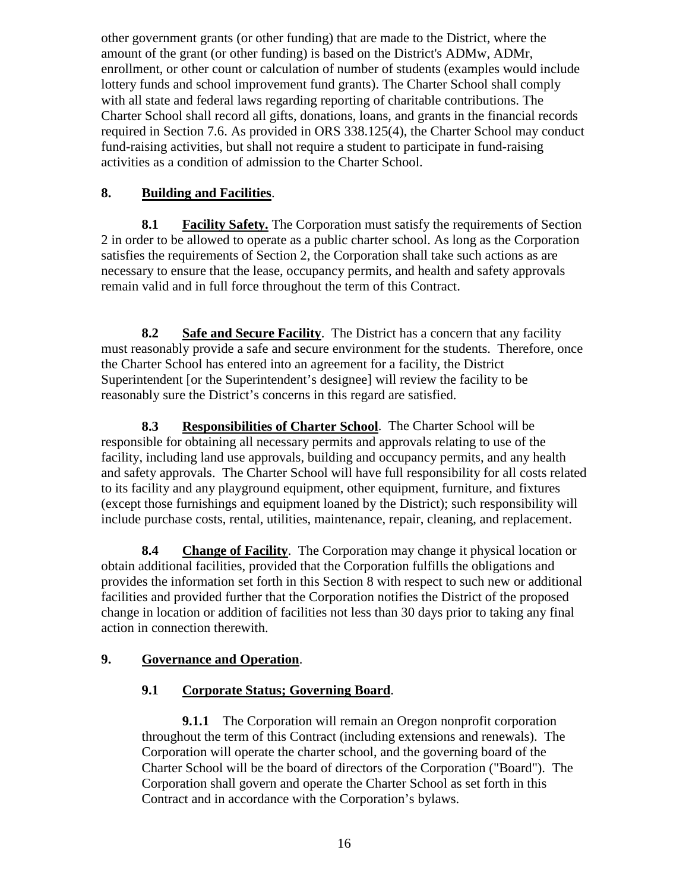other government grants (or other funding) that are made to the District, where the amount of the grant (or other funding) is based on the District's ADMw, ADMr, enrollment, or other count or calculation of number of students (examples would include lottery funds and school improvement fund grants). The Charter School shall comply with all state and federal laws regarding reporting of charitable contributions. The Charter School shall record all gifts, donations, loans, and grants in the financial records required in Section 7.6. As provided in ORS 338.125(4), the Charter School may conduct fund-raising activities, but shall not require a student to participate in fund-raising activities as a condition of admission to the Charter School.

## 8. Building and Facilities.

**8.1 Facility Safety.** The Corporation must satisfy the requirements of Section 2 in order to be allowed to operate as a public charter school. As long as the Corporation satisfies the requirements of Section 2, the Corporation shall take such actions as are necessary to ensure that the lease, occupancy permits, and health and safety approvals remain valid and in full force throughout the term of this Contract.

**8.2 Safe and Secure Facility**. The District has a concern that any facility must reasonably provide a safe and secure environment for the students. Therefore, once the Charter School has entered into an agreement for a facility, the District Superintendent [or the Superintendent's designee] will review the facility to be reasonably sure the District's concerns in this regard are satisfied.

**8.3 Responsibilities of Charter School**. The Charter School will be responsible for obtaining all necessary permits and approvals relating to use of the facility, including land use approvals, building and occupancy permits, and any health and safety approvals. The Charter School will have full responsibility for all costs related to its facility and any playground equipment, other equipment, furniture, and fixtures (except those furnishings and equipment loaned by the District); such responsibility will include purchase costs, rental, utilities, maintenance, repair, cleaning, and replacement.

**8.4 Change of Facility**. The Corporation may change it physical location or obtain additional facilities, provided that the Corporation fulfills the obligations and provides the information set forth in this Section 8 with respect to such new or additional facilities and provided further that the Corporation notifies the District of the proposed change in location or addition of facilities not less than 30 days prior to taking any final action in connection therewith.

## 9. Governance and Operation.

### 9.1 Corporate Status; Governing Board.

**9.1.1** The Corporation will remain an Oregon nonprofit corporation throughout the term of this Contract (including extensions and renewals). The Corporation will operate the charter school, and the governing board of the Charter School will be the board of directors of the Corporation ("Board"). The Corporation shall govern and operate the Charter School as set forth in this Contract and in accordance with the Corporation's bylaws.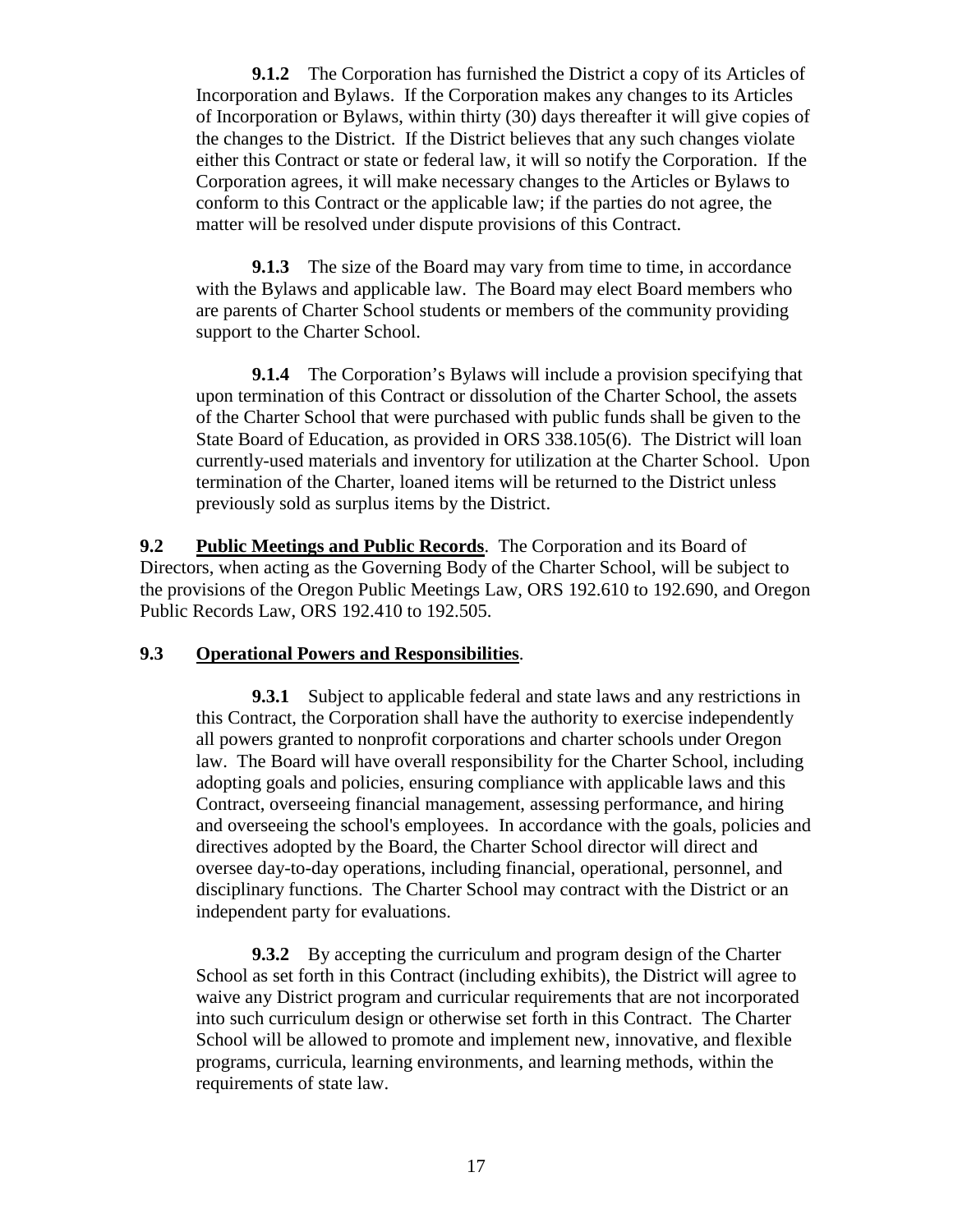**9.1.2** The Corporation has furnished the District a copy of its Articles of Incorporation and Bylaws. If the Corporation makes any changes to its Articles of Incorporation or Bylaws, within thirty (30) days thereafter it will give copies of the changes to the District. If the District believes that any such changes violate either this Contract or state or federal law, it will so notify the Corporation. If the Corporation agrees, it will make necessary changes to the Articles or Bylaws to conform to this Contract or the applicable law; if the parties do not agree, the matter will be resolved under dispute provisions of this Contract.

**9.1.3** The size of the Board may vary from time to time, in accordance with the Bylaws and applicable law. The Board may elect Board members who are parents of Charter School students or members of the community providing support to the Charter School.

**9.1.4** The Corporation's Bylaws will include a provision specifying that upon termination of this Contract or dissolution of the Charter School, the assets of the Charter School that were purchased with public funds shall be given to the State Board of Education, as provided in ORS 338.105(6). The District will loan currently-used materials and inventory for utilization at the Charter School. Upon termination of the Charter, loaned items will be returned to the District unless previously sold as surplus items by the District.

**9.2 <u>Public Meetings and Public Records</u>**. The Corporation and its Board of Directors, when acting as the Governing Body of the Charter School, will be subject to the provisions of the Oregon Public Meetings Law, ORS 192.610 to 192.690, and Oregon Public Records Law, ORS 192.410 to 192.505.

**9.3 <u>Operational Powers and Responsibilities</u>**.

**9.3.1** Subject to applicable federal and state laws and any restrictions in this Contract, the Corporation shall have the authority to exercise independently all powers granted to nonprofit corporations and charter schools under Oregon law. The Board will have overall responsibility for the Charter School, including adopting goals and policies, ensuring compliance with applicable laws and this Contract, overseeing financial management, assessing performance, and hiring and overseeing the school's employees. In accordance with the goals, policies and directives adopted by the Board, the Charter School director will direct and oversee day-to-day operations, including financial, operational, personnel, and disciplinary functions. The Charter School may contract with the District or an independent party for evaluations.

**9.3.2** By accepting the curriculum and program design of the Charter School as set forth in this Contract (including exhibits), the District will agree to waive any District program and curricular requirements that are not incorporated into such curriculum design or otherwise set forth in this Contract. The Charter School will be allowed to promote and implement new, innovative, and flexible programs, curricula, learning environments, and learning methods, within the requirements of state law.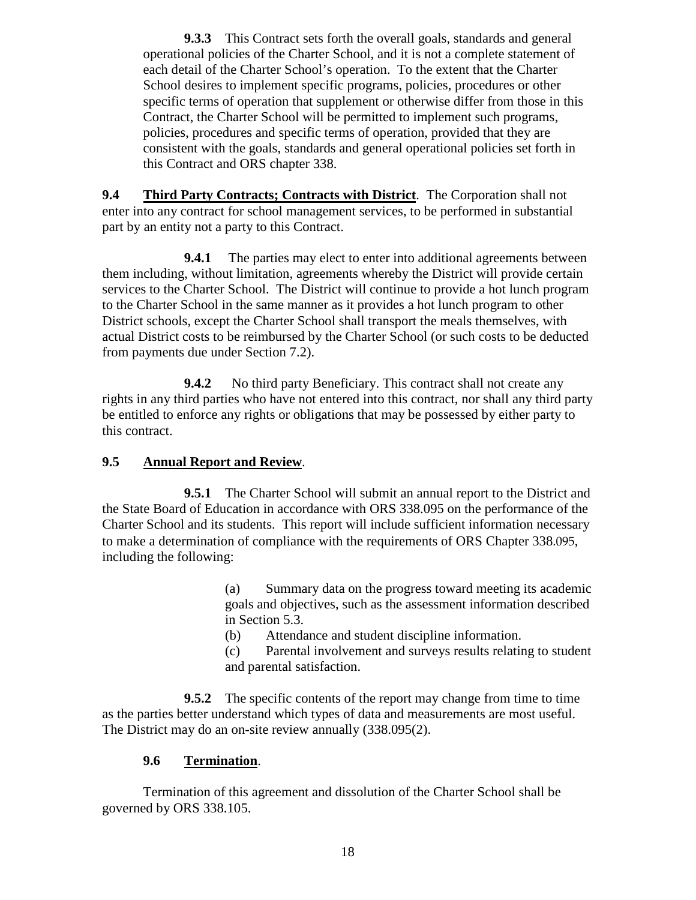**9.3.3** This Contract sets forth the overall goals, standards and general operational policies of the Charter School, and it is not a complete statement of each detail of the Charter School's operation. To the extent that the Charter School desires to implement specific programs, policies, procedures or other specific terms of operation that supplement or otherwise differ from those in this Contract, the Charter School will be permitted to implement such programs, policies, procedures and specific terms of operation, provided that they are consistent with the goals, standards and general operational policies set forth in this Contract and ORS chapter 338.

**9.4 Third Party Contracts; Contracts with District**. The Corporation shall not enter into any contract for school management services, to be performed in substantial part by an entity not a party to this Contract.

**9.4.1** The parties may elect to enter into additional agreements between them including, without limitation, agreements whereby the District will provide certain services to the Charter School. The District will continue to provide a hot lunch program to the Charter School in the same manner as it provides a hot lunch program to other District schools, except the Charter School shall transport the meals themselves, with actual District costs to be reimbursed by the Charter School (or such costs to be deducted from payments due under Section 7.2).

**9.4.2** No third party Beneficiary. This contract shall not create any rights in any third parties who have not entered into this contract, nor shall any third party be entitled to enforce any rights or obligations that may be possessed by either party to this contract.

**9.5 Annual Report and Review**.

**9.5.1** The Charter School will submit an annual report to the District and the State Board of Education in accordance with ORS 338.095 on the performance of the Charter School and its students. This report will include sufficient information necessary to make a determination of compliance with the requirements of ORS Chapter 338.095, including the following:

(a) Summary data on the progress toward meeting its academic goals and objectives, such as the assessment information described in Section 5.3.

(b) Attendance and student discipline information.

(c) Parental involvement and surveys results relating to student and parental satisfaction.

**9.5.2** The specific contents of the report may change from time to time as the parties better understand which types of data and measurements are most useful. The District may do an on-site review annually (338.095(2).

**9.6 Termination**.

Termination of this agreement and dissolution of the Charter School shall be governed by ORS 338.105.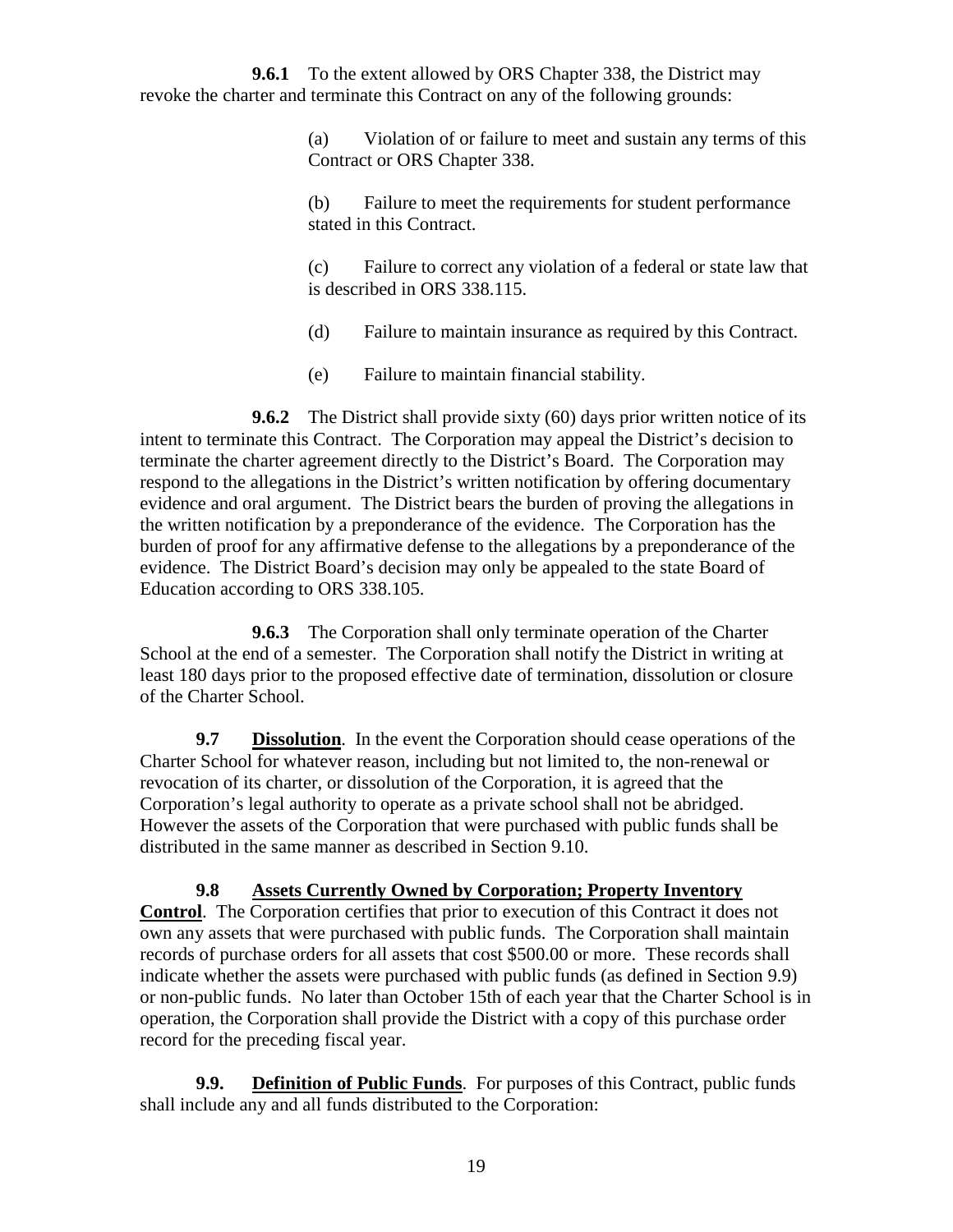**9.6.1** To the extent allowed by ORS Chapter 338, the District may revoke the charter and terminate this Contract on any of the following grounds:

(a) Violation of or failure to meet and sustain any terms of this Contract or ORS Chapter 338.

(b) Failure to meet the requirements for student performance stated in this Contract.

(c) Failure to correct any violation of a federal or state law that is described in ORS 338.115.

(d) Failure to maintain insurance as required by this Contract.

(e) Failure to maintain financial stability.

**9.6.2** The District shall provide sixty (60) days prior written notice of its intent to terminate this Contract. The Corporation may appeal the District's decision to terminate the charter agreement directly to the District's Board. The Corporation may respond to the allegations in the District's written notification by offering documentary evidence and oral argument. The District bears the burden of proving the allegations in the written notification by a preponderance of the evidence. The Corporation has the burden of proof for any affirmative defense to the allegations by a preponderance of the evidence. The District Board's decision may only be appealed to the state Board of Education according to ORS 338.105.

**9.6.3** The Corporation shall only terminate operation of the Charter School at the end of a semester. The Corporation shall notify the District in writing at least 180 days prior to the proposed effective date of termination, dissolution or closure of the Charter School.

**9.7** **Dissolution**. In the event the Corporation should cease operations of the Charter School for whatever reason, including but not limited to, the non-renewal or revocation of its charter, or dissolution of the Corporation, it is agreed that the Corporation's legal authority to operate as a private school shall not be abridged. However the assets of the Corporation that were purchased with public funds shall be distributed in the same manner as described in Section 9.10.

**9.8** **Assets Currently Owned by Corporation; Property Inventory Control**. The Corporation certifies that prior to execution of this Contract it does not own any assets that were purchased with public funds. The Corporation shall maintain records of purchase orders for all assets that cost $500.00 or more. These records shall indicate whether the assets were purchased with public funds (as defined in Section 9.9) or non-public funds. No later than October 15th of each year that the Charter School is in operation, the Corporation shall provide the District with a copy of this purchase order record for the preceding fiscal year.

**9.9.** **Definition of Public Funds**. For purposes of this Contract, public funds shall include any and all funds distributed to the Corporation: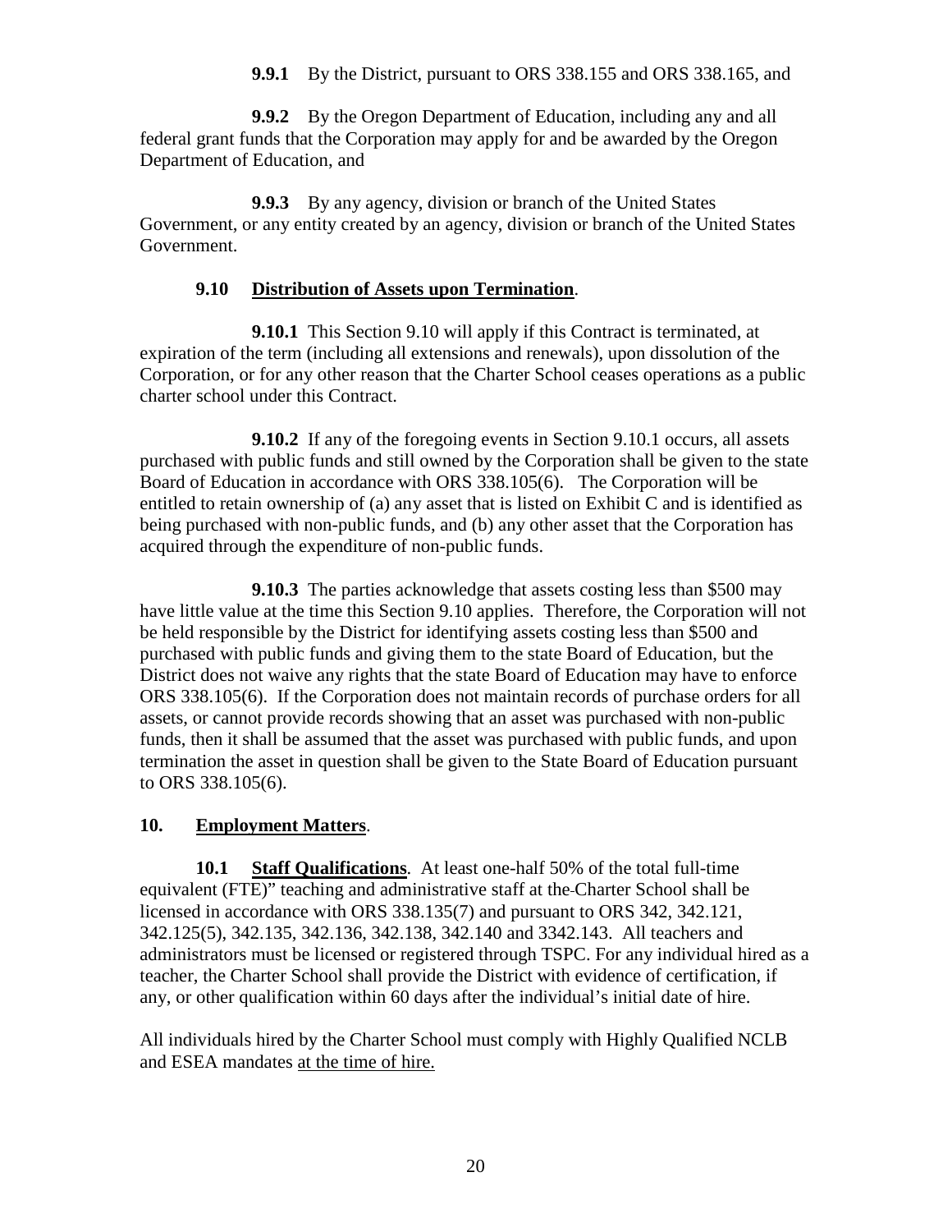**9.9.1** By the District, pursuant to ORS 338.155 and ORS 338.165, and

**9.9.2** By the Oregon Department of Education, including any and all federal grant funds that the Corporation may apply for and be awarded by the Oregon Department of Education, and

**9.9.3** By any agency, division or branch of the United States Government, or any entity created by an agency, division or branch of the United States Government.

**9.10 <u>Distribution of Assets upon Termination</u>**.

**9.10.1** This Section 9.10 will apply if this Contract is terminated, at expiration of the term (including all extensions and renewals), upon dissolution of the Corporation, or for any other reason that the Charter School ceases operations as a public charter school under this Contract.

**9.10.2** If any of the foregoing events in Section 9.10.1 occurs, all assets purchased with public funds and still owned by the Corporation shall be given to the state Board of Education in accordance with ORS 338.105(6). The Corporation will be entitled to retain ownership of (a) any asset that is listed on Exhibit C and is identified as being purchased with non-public funds, and (b) any other asset that the Corporation has acquired through the expenditure of non-public funds.

**9.10.3** The parties acknowledge that assets costing less than $500 may have little value at the time this Section 9.10 applies. Therefore, the Corporation will not be held responsible by the District for identifying assets costing less than $500 and purchased with public funds and giving them to the state Board of Education, but the District does not waive any rights that the state Board of Education may have to enforce ORS 338.105(6). If the Corporation does not maintain records of purchase orders for all assets, or cannot provide records showing that an asset was purchased with non-public funds, then it shall be assumed that the asset was purchased with public funds, and upon termination the asset in question shall be given to the State Board of Education pursuant to ORS 338.105(6).

## 10. <u>Employment Matters</u>.

**10.1 <u>Staff Qualifications</u>**. At least one-half 50% of the total full-time equivalent (FTE)" teaching and administrative staff at the Charter School shall be licensed in accordance with ORS 338.135(7) and pursuant to ORS 342, 342.121, 342.125(5), 342.135, 342.136, 342.138, 342.140 and 3342.143. All teachers and administrators must be licensed or registered through TSPC. For any individual hired as a teacher, the Charter School shall provide the District with evidence of certification, if any, or other qualification within 60 days after the individual's initial date of hire.

All individuals hired by the Charter School must comply with Highly Qualified NCLB and ESEA mandates <u>at the time of hire.</u>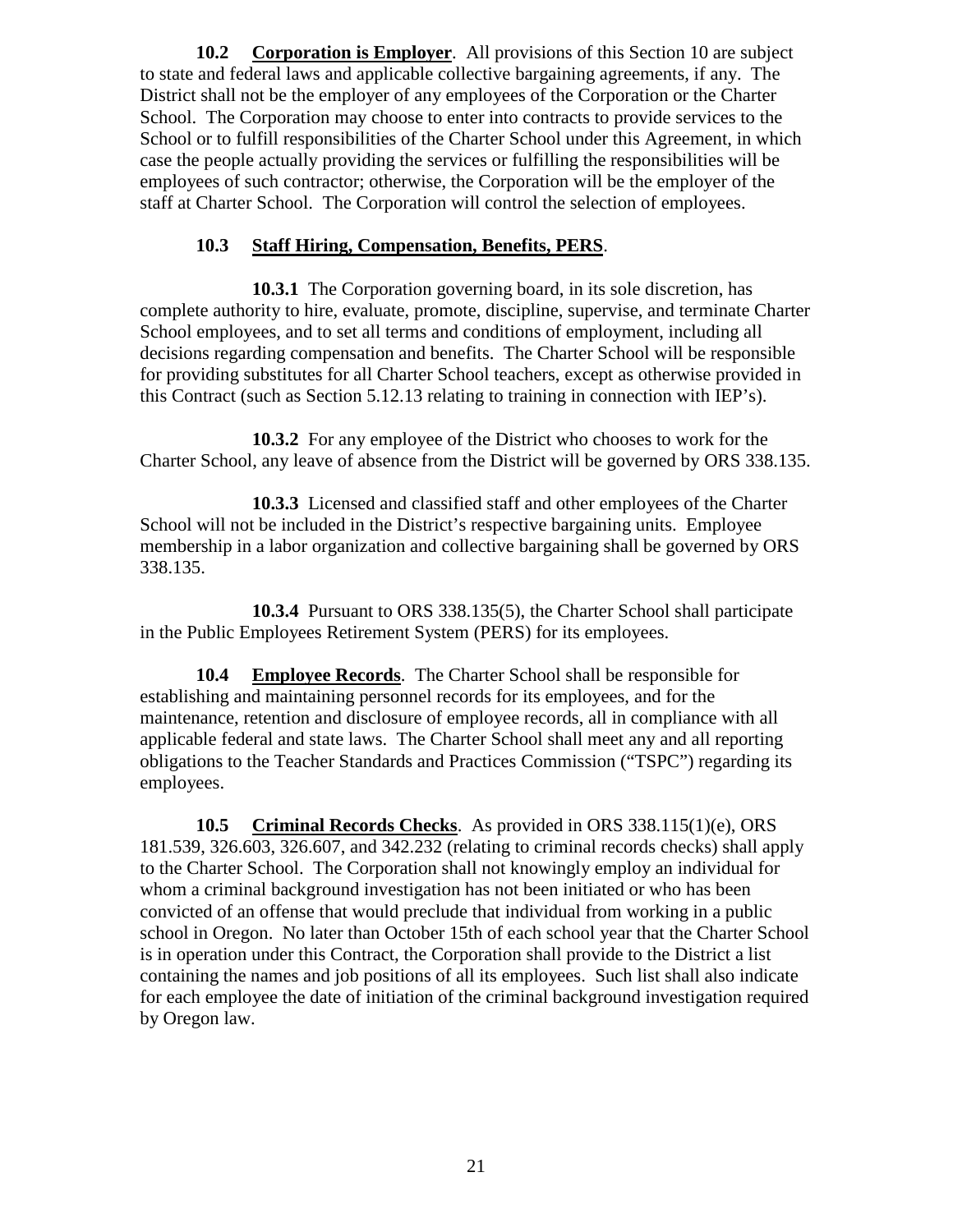**10.2 Corporation is Employer**. All provisions of this Section 10 are subject to state and federal laws and applicable collective bargaining agreements, if any. The District shall not be the employer of any employees of the Corporation or the Charter School. The Corporation may choose to enter into contracts to provide services to the School or to fulfill responsibilities of the Charter School under this Agreement, in which case the people actually providing the services or fulfilling the responsibilities will be employees of such contractor; otherwise, the Corporation will be the employer of the staff at Charter School. The Corporation will control the selection of employees.

**10.3 Staff Hiring, Compensation, Benefits, PERS**.

**10.3.1** The Corporation governing board, in its sole discretion, has complete authority to hire, evaluate, promote, discipline, supervise, and terminate Charter School employees, and to set all terms and conditions of employment, including all decisions regarding compensation and benefits. The Charter School will be responsible for providing substitutes for all Charter School teachers, except as otherwise provided in this Contract (such as Section 5.12.13 relating to training in connection with IEP's).

**10.3.2** For any employee of the District who chooses to work for the Charter School, any leave of absence from the District will be governed by ORS 338.135.

**10.3.3** Licensed and classified staff and other employees of the Charter School will not be included in the District's respective bargaining units. Employee membership in a labor organization and collective bargaining shall be governed by ORS 338.135.

**10.3.4** Pursuant to ORS 338.135(5), the Charter School shall participate in the Public Employees Retirement System (PERS) for its employees.

**10.4 Employee Records**. The Charter School shall be responsible for establishing and maintaining personnel records for its employees, and for the maintenance, retention and disclosure of employee records, all in compliance with all applicable federal and state laws. The Charter School shall meet any and all reporting obligations to the Teacher Standards and Practices Commission ("TSPC") regarding its employees.

**10.5 Criminal Records Checks**. As provided in ORS 338.115(1)(e), ORS 181.539, 326.603, 326.607, and 342.232 (relating to criminal records checks) shall apply to the Charter School. The Corporation shall not knowingly employ an individual for whom a criminal background investigation has not been initiated or who has been convicted of an offense that would preclude that individual from working in a public school in Oregon. No later than October 15th of each school year that the Charter School is in operation under this Contract, the Corporation shall provide to the District a list containing the names and job positions of all its employees. Such list shall also indicate for each employee the date of initiation of the criminal background investigation required by Oregon law.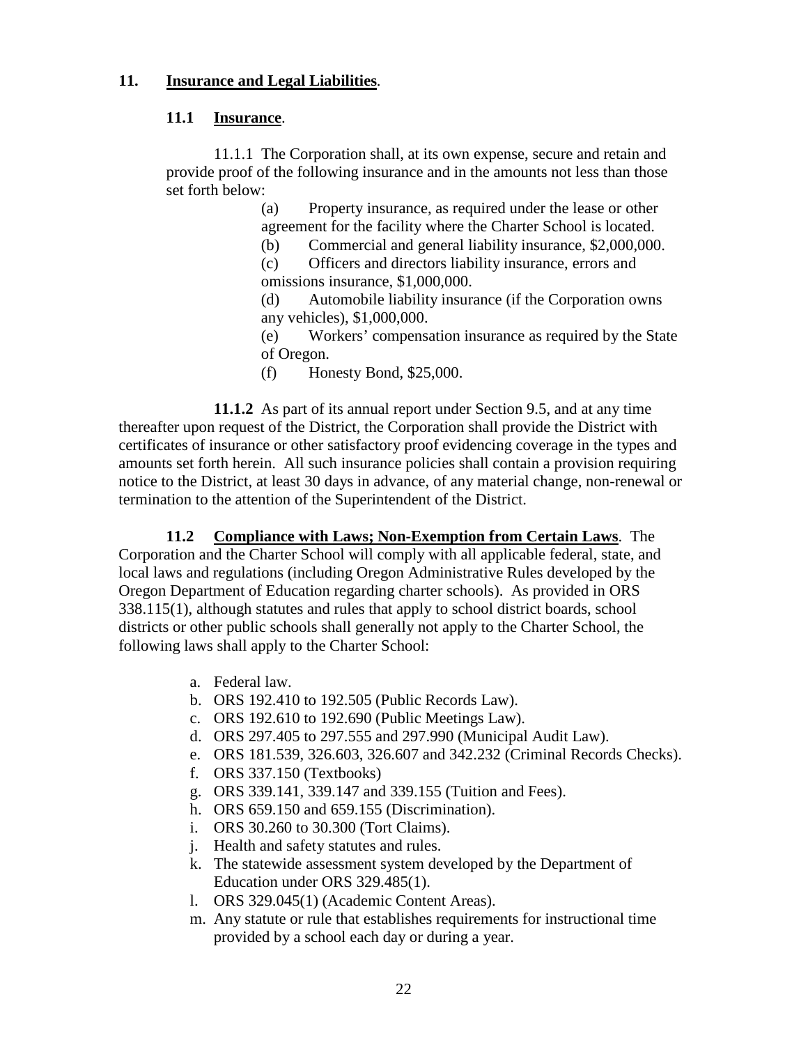## 11. Insurance and Legal Liabilities.

### 11.1 Insurance.

11.1.1 The Corporation shall, at its own expense, secure and retain and provide proof of the following insurance and in the amounts not less than those set forth below:

(a) Property insurance, as required under the lease or other agreement for the facility where the Charter School is located.

(b) Commercial and general liability insurance, $2,000,000.

(c) Officers and directors liability insurance, errors and omissions insurance, $1,000,000.

(d) Automobile liability insurance (if the Corporation owns any vehicles), $1,000,000.

(e) Workers' compensation insurance as required by the State of Oregon.

(f) Honesty Bond, $25,000.

**11.1.2** As part of its annual report under Section 9.5, and at any time thereafter upon request of the District, the Corporation shall provide the District with certificates of insurance or other satisfactory proof evidencing coverage in the types and amounts set forth herein. All such insurance policies shall contain a provision requiring notice to the District, at least 30 days in advance, of any material change, non-renewal or termination to the attention of the Superintendent of the District.

**11.2 Compliance with Laws; Non-Exemption from Certain Laws**. The Corporation and the Charter School will comply with all applicable federal, state, and local laws and regulations (including Oregon Administrative Rules developed by the Oregon Department of Education regarding charter schools). As provided in ORS 338.115(1), although statutes and rules that apply to school district boards, school districts or other public schools shall generally not apply to the Charter School, the following laws shall apply to the Charter School:

a. Federal law.
b. ORS 192.410 to 192.505 (Public Records Law).
c. ORS 192.610 to 192.690 (Public Meetings Law).
d. ORS 297.405 to 297.555 and 297.990 (Municipal Audit Law).
e. ORS 181.539, 326.603, 326.607 and 342.232 (Criminal Records Checks).
f. ORS 337.150 (Textbooks)
g. ORS 339.141, 339.147 and 339.155 (Tuition and Fees).
h. ORS 659.150 and 659.155 (Discrimination).
i. ORS 30.260 to 30.300 (Tort Claims).
j. Health and safety statutes and rules.
k. The statewide assessment system developed by the Department of Education under ORS 329.485(1).
l. ORS 329.045(1) (Academic Content Areas).
m. Any statute or rule that establishes requirements for instructional time provided by a school each day or during a year.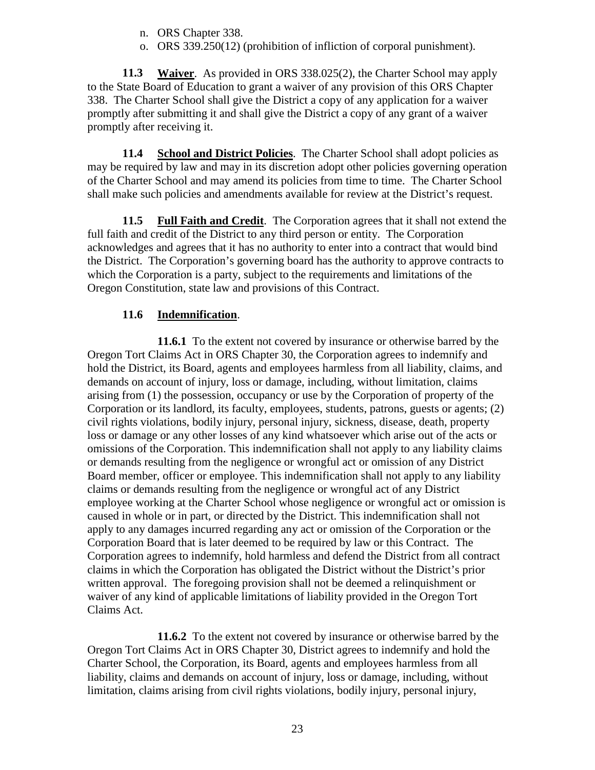n. ORS Chapter 338.
o. ORS 339.250(12) (prohibition of infliction of corporal punishment).

**11.3 Waiver**. As provided in ORS 338.025(2), the Charter School may apply to the State Board of Education to grant a waiver of any provision of this ORS Chapter 338. The Charter School shall give the District a copy of any application for a waiver promptly after submitting it and shall give the District a copy of any grant of a waiver promptly after receiving it.

**11.4 School and District Policies**. The Charter School shall adopt policies as may be required by law and may in its discretion adopt other policies governing operation of the Charter School and may amend its policies from time to time. The Charter School shall make such policies and amendments available for review at the District's request.

**11.5 Full Faith and Credit**. The Corporation agrees that it shall not extend the full faith and credit of the District to any third person or entity. The Corporation acknowledges and agrees that it has no authority to enter into a contract that would bind the District. The Corporation's governing board has the authority to approve contracts to which the Corporation is a party, subject to the requirements and limitations of the Oregon Constitution, state law and provisions of this Contract.

**11.6 Indemnification**.

**11.6.1** To the extent not covered by insurance or otherwise barred by the Oregon Tort Claims Act in ORS Chapter 30, the Corporation agrees to indemnify and hold the District, its Board, agents and employees harmless from all liability, claims, and demands on account of injury, loss or damage, including, without limitation, claims arising from (1) the possession, occupancy or use by the Corporation of property of the Corporation or its landlord, its faculty, employees, students, patrons, guests or agents; (2) civil rights violations, bodily injury, personal injury, sickness, disease, death, property loss or damage or any other losses of any kind whatsoever which arise out of the acts or omissions of the Corporation. This indemnification shall not apply to any liability claims or demands resulting from the negligence or wrongful act or omission of any District Board member, officer or employee. This indemnification shall not apply to any liability claims or demands resulting from the negligence or wrongful act of any District employee working at the Charter School whose negligence or wrongful act or omission is caused in whole or in part, or directed by the District. This indemnification shall not apply to any damages incurred regarding any act or omission of the Corporation or the Corporation Board that is later deemed to be required by law or this Contract. The Corporation agrees to indemnify, hold harmless and defend the District from all contract claims in which the Corporation has obligated the District without the District's prior written approval. The foregoing provision shall not be deemed a relinquishment or waiver of any kind of applicable limitations of liability provided in the Oregon Tort Claims Act.

**11.6.2** To the extent not covered by insurance or otherwise barred by the Oregon Tort Claims Act in ORS Chapter 30, District agrees to indemnify and hold the Charter School, the Corporation, its Board, agents and employees harmless from all liability, claims and demands on account of injury, loss or damage, including, without limitation, claims arising from civil rights violations, bodily injury, personal injury,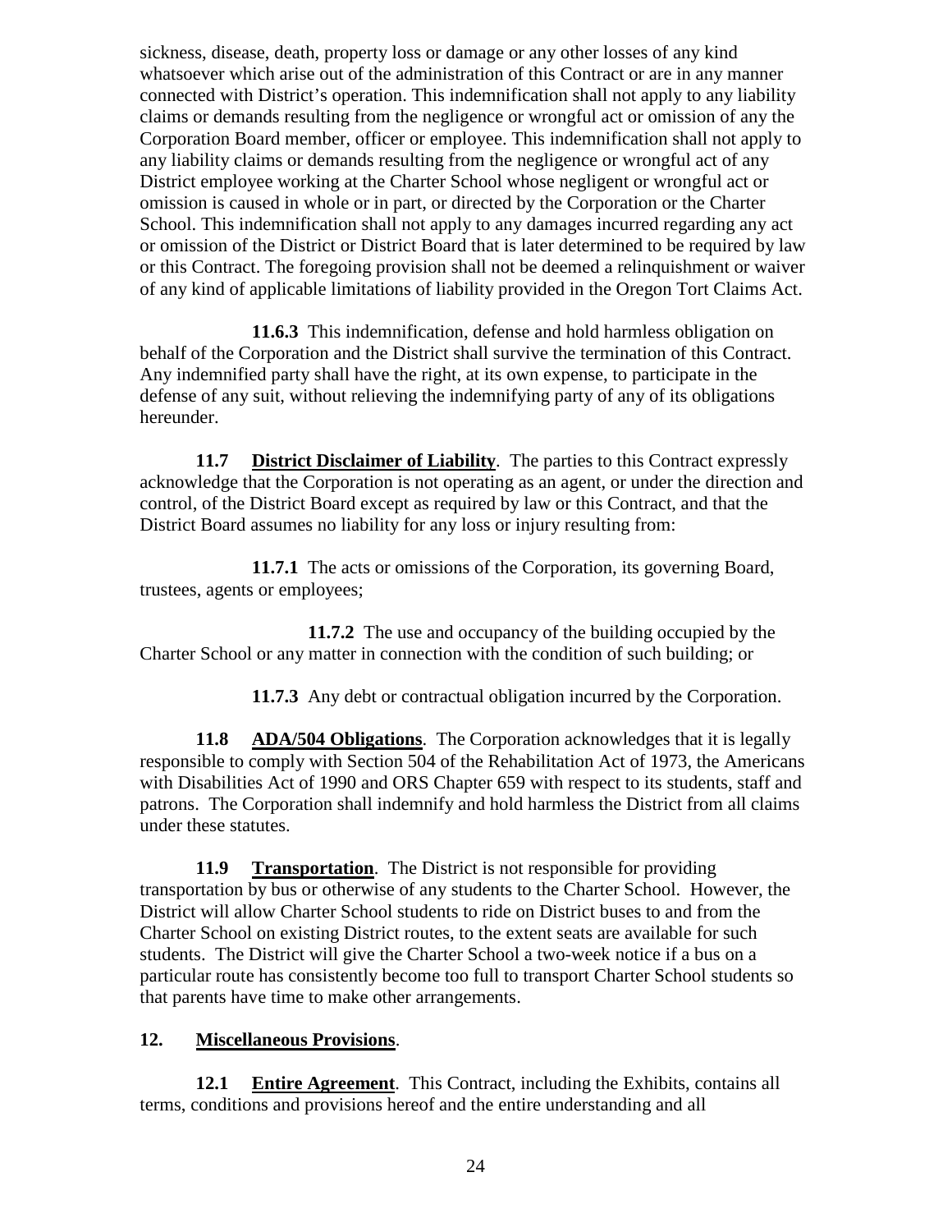sickness, disease, death, property loss or damage or any other losses of any kind whatsoever which arise out of the administration of this Contract or are in any manner connected with District's operation. This indemnification shall not apply to any liability claims or demands resulting from the negligence or wrongful act or omission of any the Corporation Board member, officer or employee. This indemnification shall not apply to any liability claims or demands resulting from the negligence or wrongful act of any District employee working at the Charter School whose negligent or wrongful act or omission is caused in whole or in part, or directed by the Corporation or the Charter School. This indemnification shall not apply to any damages incurred regarding any act or omission of the District or District Board that is later determined to be required by law or this Contract. The foregoing provision shall not be deemed a relinquishment or waiver of any kind of applicable limitations of liability provided in the Oregon Tort Claims Act.

**11.6.3** This indemnification, defense and hold harmless obligation on behalf of the Corporation and the District shall survive the termination of this Contract. Any indemnified party shall have the right, at its own expense, to participate in the defense of any suit, without relieving the indemnifying party of any of its obligations hereunder.

**11.7 <u>District Disclaimer of Liability</u>**. The parties to this Contract expressly acknowledge that the Corporation is not operating as an agent, or under the direction and control, of the District Board except as required by law or this Contract, and that the District Board assumes no liability for any loss or injury resulting from:

**11.7.1** The acts or omissions of the Corporation, its governing Board, trustees, agents or employees;

**11.7.2** The use and occupancy of the building occupied by the Charter School or any matter in connection with the condition of such building; or

**11.7.3** Any debt or contractual obligation incurred by the Corporation.

**11.8 <u>ADA/504 Obligations</u>**. The Corporation acknowledges that it is legally responsible to comply with Section 504 of the Rehabilitation Act of 1973, the Americans with Disabilities Act of 1990 and ORS Chapter 659 with respect to its students, staff and patrons. The Corporation shall indemnify and hold harmless the District from all claims under these statutes.

**11.9 <u>Transportation</u>**. The District is not responsible for providing transportation by bus or otherwise of any students to the Charter School. However, the District will allow Charter School students to ride on District buses to and from the Charter School on existing District routes, to the extent seats are available for such students. The District will give the Charter School a two-week notice if a bus on a particular route has consistently become too full to transport Charter School students so that parents have time to make other arrangements.

## 12. <u>Miscellaneous Provisions</u>.

**12.1 <u>Entire Agreement</u>**. This Contract, including the Exhibits, contains all terms, conditions and provisions hereof and the entire understanding and all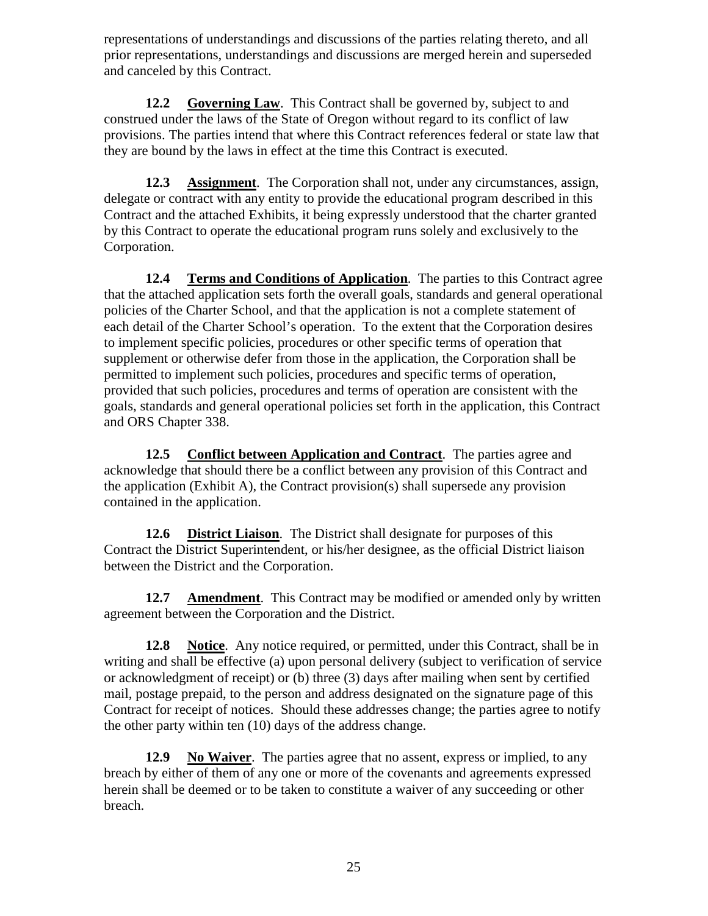representations of understandings and discussions of the parties relating thereto, and all prior representations, understandings and discussions are merged herein and superseded and canceled by this Contract.

**12.2 Governing Law**. This Contract shall be governed by, subject to and construed under the laws of the State of Oregon without regard to its conflict of law provisions. The parties intend that where this Contract references federal or state law that they are bound by the laws in effect at the time this Contract is executed.

**12.3 Assignment**. The Corporation shall not, under any circumstances, assign, delegate or contract with any entity to provide the educational program described in this Contract and the attached Exhibits, it being expressly understood that the charter granted by this Contract to operate the educational program runs solely and exclusively to the Corporation.

**12.4 Terms and Conditions of Application**. The parties to this Contract agree that the attached application sets forth the overall goals, standards and general operational policies of the Charter School, and that the application is not a complete statement of each detail of the Charter School's operation. To the extent that the Corporation desires to implement specific policies, procedures or other specific terms of operation that supplement or otherwise defer from those in the application, the Corporation shall be permitted to implement such policies, procedures and specific terms of operation, provided that such policies, procedures and terms of operation are consistent with the goals, standards and general operational policies set forth in the application, this Contract and ORS Chapter 338.

**12.5 Conflict between Application and Contract**. The parties agree and acknowledge that should there be a conflict between any provision of this Contract and the application (Exhibit A), the Contract provision(s) shall supersede any provision contained in the application.

**12.6 District Liaison**. The District shall designate for purposes of this Contract the District Superintendent, or his/her designee, as the official District liaison between the District and the Corporation.

**12.7 Amendment**. This Contract may be modified or amended only by written agreement between the Corporation and the District.

**12.8 Notice**. Any notice required, or permitted, under this Contract, shall be in writing and shall be effective (a) upon personal delivery (subject to verification of service or acknowledgment of receipt) or (b) three (3) days after mailing when sent by certified mail, postage prepaid, to the person and address designated on the signature page of this Contract for receipt of notices. Should these addresses change; the parties agree to notify the other party within ten (10) days of the address change.

**12.9 No Waiver**. The parties agree that no assent, express or implied, to any breach by either of them of any one or more of the covenants and agreements expressed herein shall be deemed or to be taken to constitute a waiver of any succeeding or other breach.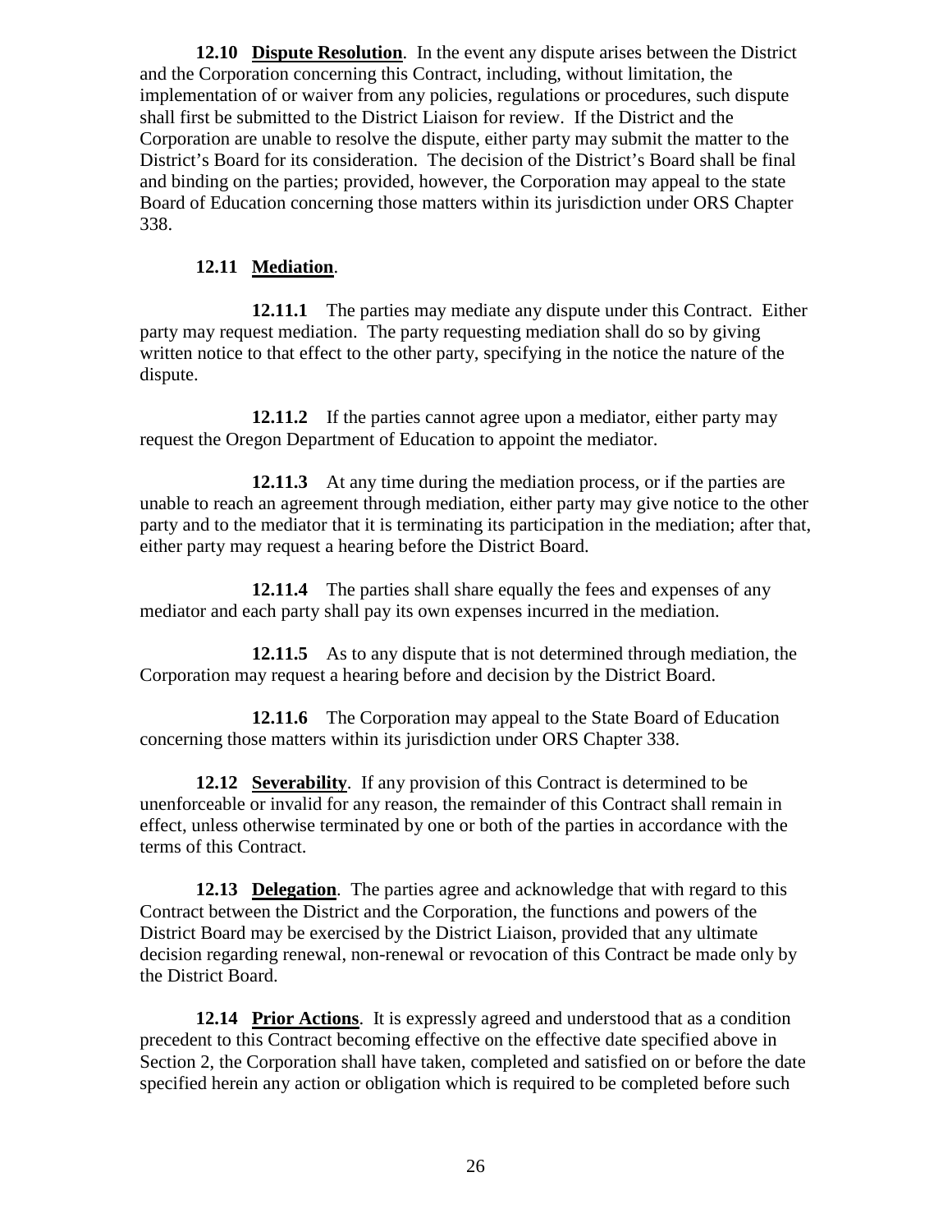**12.10 Dispute Resolution**. In the event any dispute arises between the District and the Corporation concerning this Contract, including, without limitation, the implementation of or waiver from any policies, regulations or procedures, such dispute shall first be submitted to the District Liaison for review. If the District and the Corporation are unable to resolve the dispute, either party may submit the matter to the District's Board for its consideration. The decision of the District's Board shall be final and binding on the parties; provided, however, the Corporation may appeal to the state Board of Education concerning those matters within its jurisdiction under ORS Chapter 338.

**12.11 Mediation**.

**12.11.1** The parties may mediate any dispute under this Contract. Either party may request mediation. The party requesting mediation shall do so by giving written notice to that effect to the other party, specifying in the notice the nature of the dispute.

**12.11.2** If the parties cannot agree upon a mediator, either party may request the Oregon Department of Education to appoint the mediator.

**12.11.3** At any time during the mediation process, or if the parties are unable to reach an agreement through mediation, either party may give notice to the other party and to the mediator that it is terminating its participation in the mediation; after that, either party may request a hearing before the District Board.

**12.11.4** The parties shall share equally the fees and expenses of any mediator and each party shall pay its own expenses incurred in the mediation.

**12.11.5** As to any dispute that is not determined through mediation, the Corporation may request a hearing before and decision by the District Board.

**12.11.6** The Corporation may appeal to the State Board of Education concerning those matters within its jurisdiction under ORS Chapter 338.

**12.12 Severability**. If any provision of this Contract is determined to be unenforceable or invalid for any reason, the remainder of this Contract shall remain in effect, unless otherwise terminated by one or both of the parties in accordance with the terms of this Contract.

**12.13 Delegation**. The parties agree and acknowledge that with regard to this Contract between the District and the Corporation, the functions and powers of the District Board may be exercised by the District Liaison, provided that any ultimate decision regarding renewal, non-renewal or revocation of this Contract be made only by the District Board.

**12.14 Prior Actions**. It is expressly agreed and understood that as a condition precedent to this Contract becoming effective on the effective date specified above in Section 2, the Corporation shall have taken, completed and satisfied on or before the date specified herein any action or obligation which is required to be completed before such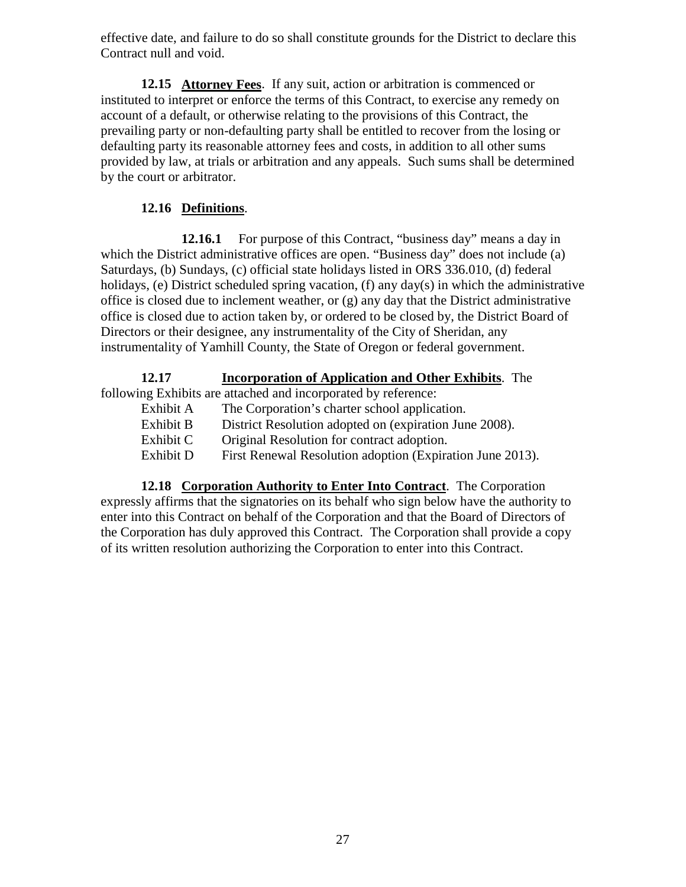effective date, and failure to do so shall constitute grounds for the District to declare this Contract null and void.

**12.15 Attorney Fees**. If any suit, action or arbitration is commenced or instituted to interpret or enforce the terms of this Contract, to exercise any remedy on account of a default, or otherwise relating to the provisions of this Contract, the prevailing party or non-defaulting party shall be entitled to recover from the losing or defaulting party its reasonable attorney fees and costs, in addition to all other sums provided by law, at trials or arbitration and any appeals. Such sums shall be determined by the court or arbitrator.

**12.16 Definitions**.

**12.16.1** For purpose of this Contract, "business day" means a day in which the District administrative offices are open. "Business day" does not include (a) Saturdays, (b) Sundays, (c) official state holidays listed in ORS 336.010, (d) federal holidays, (e) District scheduled spring vacation, (f) any day(s) in which the administrative office is closed due to inclement weather, or (g) any day that the District administrative office is closed due to action taken by, or ordered to be closed by, the District Board of Directors or their designee, any instrumentality of the City of Sheridan, any instrumentality of Yamhill County, the State of Oregon or federal government.

**12.17 Incorporation of Application and Other Exhibits**. The following Exhibits are attached and incorporated by reference:

- Exhibit A — The Corporation's charter school application.
- Exhibit B — District Resolution adopted on (expiration June 2008).
- Exhibit C — Original Resolution for contract adoption.
- Exhibit D — First Renewal Resolution adoption (Expiration June 2013).

**12.18 Corporation Authority to Enter Into Contract**. The Corporation expressly affirms that the signatories on its behalf who sign below have the authority to enter into this Contract on behalf of the Corporation and that the Board of Directors of the Corporation has duly approved this Contract. The Corporation shall provide a copy of its written resolution authorizing the Corporation to enter into this Contract.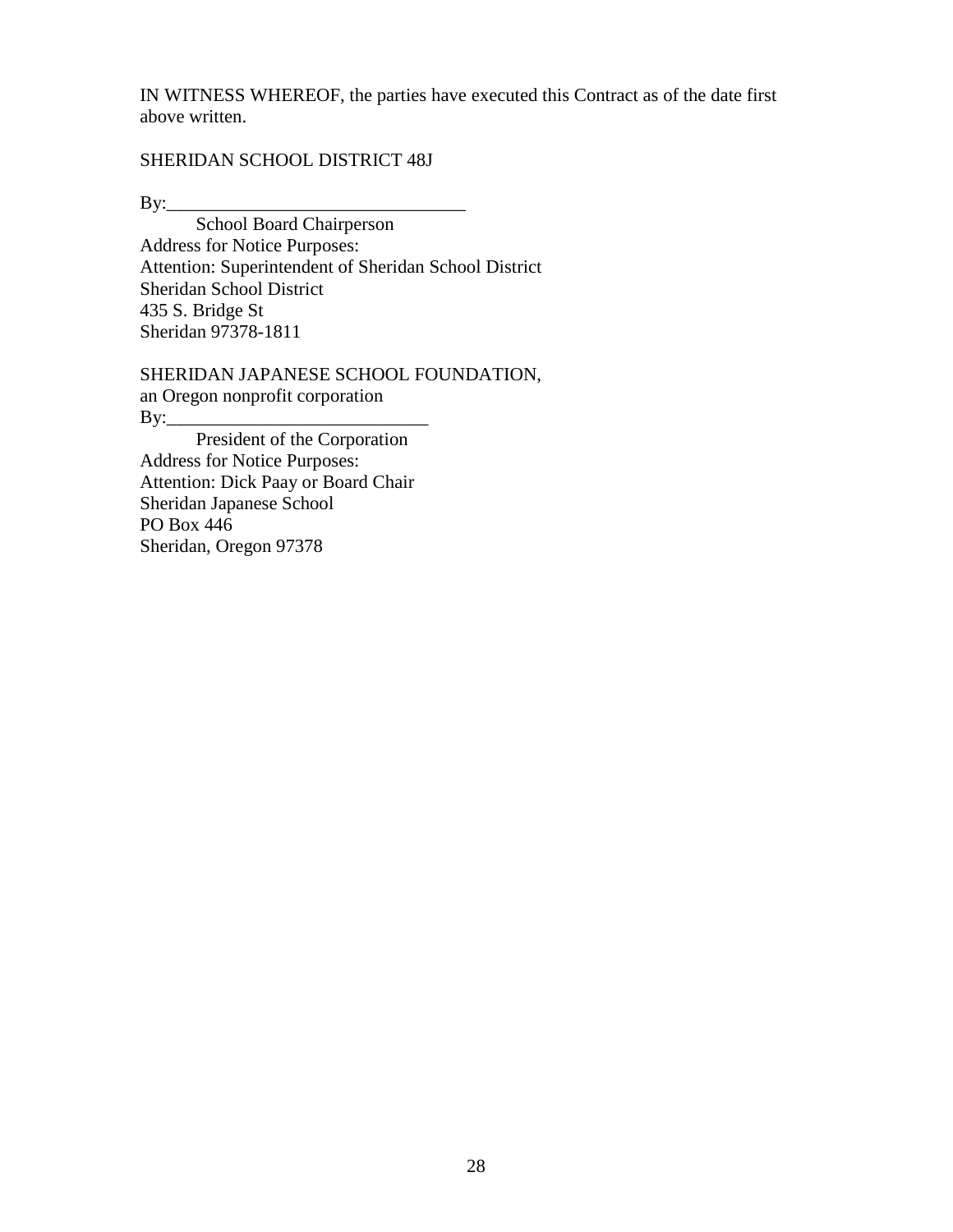IN WITNESS WHEREOF, the parties have executed this Contract as of the date first above written.

SHERIDAN SCHOOL DISTRICT 48J

By:________________________________
School Board Chairperson
Address for Notice Purposes:
Attention: Superintendent of Sheridan School District
Sheridan School District
435 S. Bridge St
Sheridan 97378-1811

SHERIDAN JAPANESE SCHOOL FOUNDATION,
an Oregon nonprofit corporation
By:____________________________
President of the Corporation
Address for Notice Purposes:
Attention: Dick Paay or Board Chair
Sheridan Japanese School
PO Box 446
Sheridan, Oregon 97378